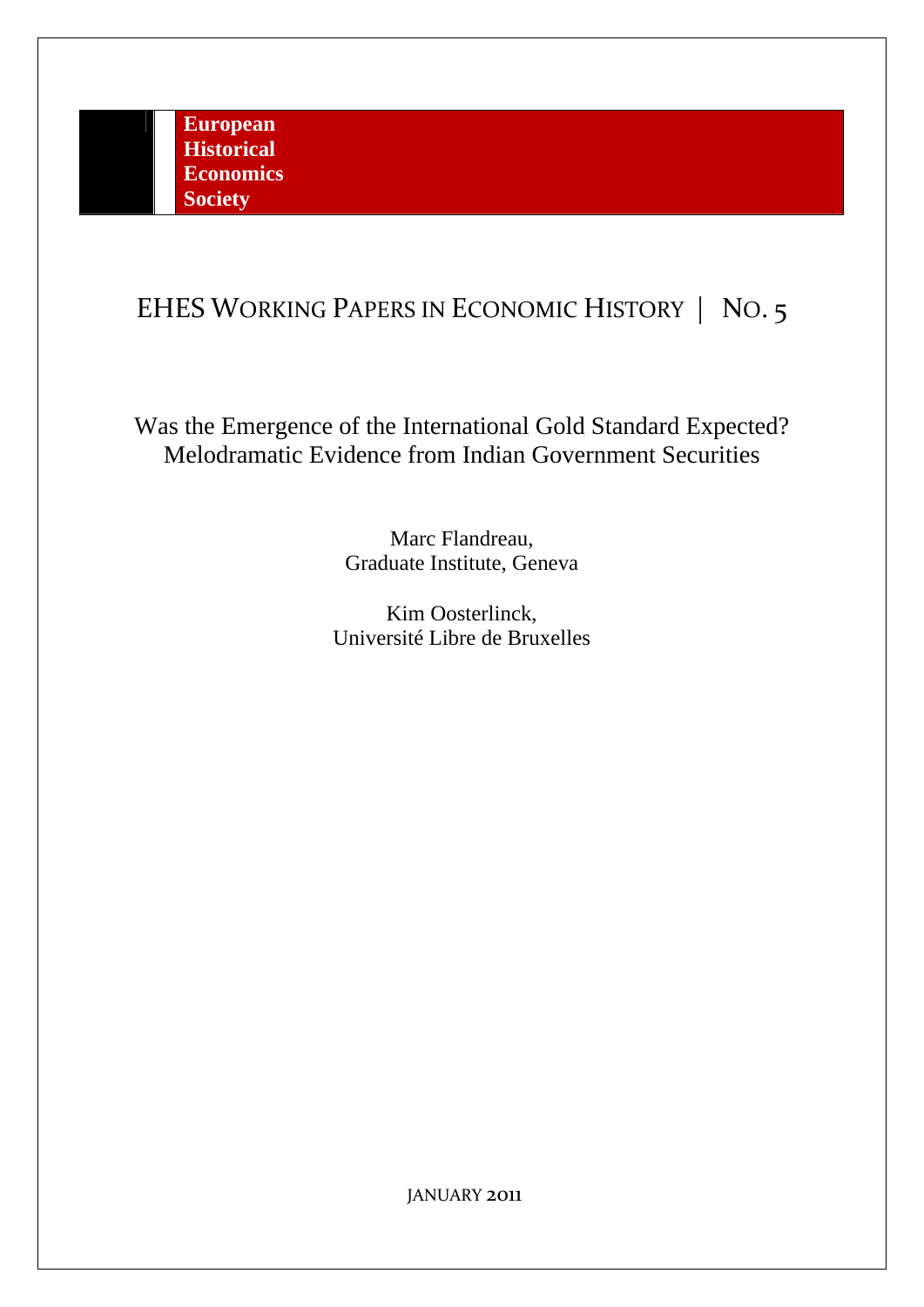**European**
**Historical**
**Economics**
**Society**

EHES WORKING PAPERS IN ECONOMIC HISTORY | NO. 5

# Was the Emergence of the International Gold Standard Expected? Melodramatic Evidence from Indian Government Securities

Marc Flandreau,
Graduate Institute, Geneva

Kim Oosterlinck,
Université Libre de Bruxelles

JANUARY 2011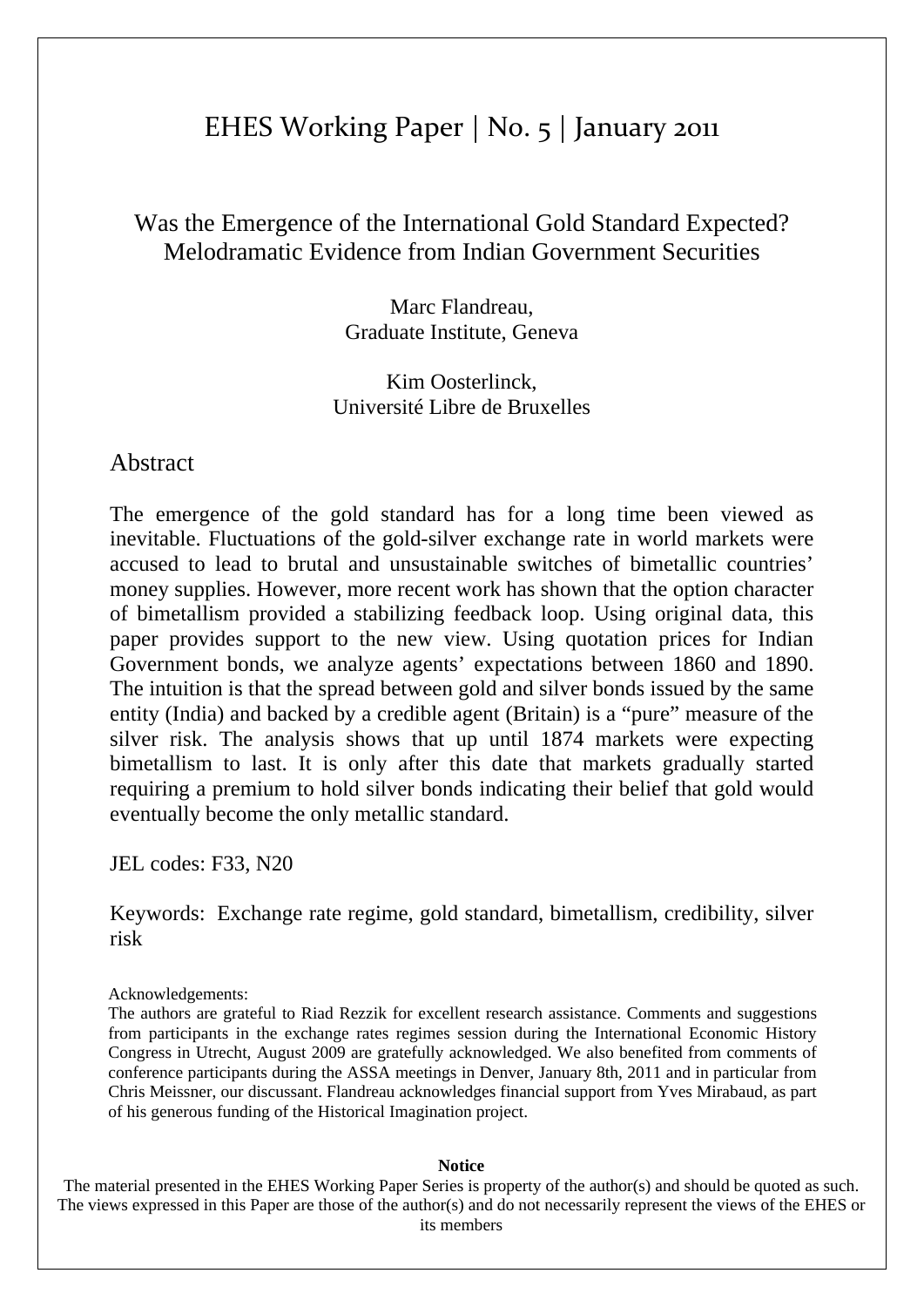# EHES Working Paper | No. 5 | January 2011

## Was the Emergence of the International Gold Standard Expected? Melodramatic Evidence from Indian Government Securities

Marc Flandreau,
Graduate Institute, Geneva

Kim Oosterlinck,
Université Libre de Bruxelles

## Abstract

The emergence of the gold standard has for a long time been viewed as inevitable. Fluctuations of the gold-silver exchange rate in world markets were accused to lead to brutal and unsustainable switches of bimetallic countries' money supplies. However, more recent work has shown that the option character of bimetallism provided a stabilizing feedback loop. Using original data, this paper provides support to the new view. Using quotation prices for Indian Government bonds, we analyze agents' expectations between 1860 and 1890. The intuition is that the spread between gold and silver bonds issued by the same entity (India) and backed by a credible agent (Britain) is a "pure" measure of the silver risk. The analysis shows that up until 1874 markets were expecting bimetallism to last. It is only after this date that markets gradually started requiring a premium to hold silver bonds indicating their belief that gold would eventually become the only metallic standard.

JEL codes: F33, N20

Keywords: Exchange rate regime, gold standard, bimetallism, credibility, silver risk

Acknowledgements:
The authors are grateful to Riad Rezzik for excellent research assistance. Comments and suggestions from participants in the exchange rates regimes session during the International Economic History Congress in Utrecht, August 2009 are gratefully acknowledged. We also benefited from comments of conference participants during the ASSA meetings in Denver, January 8th, 2011 and in particular from Chris Meissner, our discussant. Flandreau acknowledges financial support from Yves Mirabaud, as part of his generous funding of the Historical Imagination project.

**Notice**
The material presented in the EHES Working Paper Series is property of the author(s) and should be quoted as such. The views expressed in this Paper are those of the author(s) and do not necessarily represent the views of the EHES or its members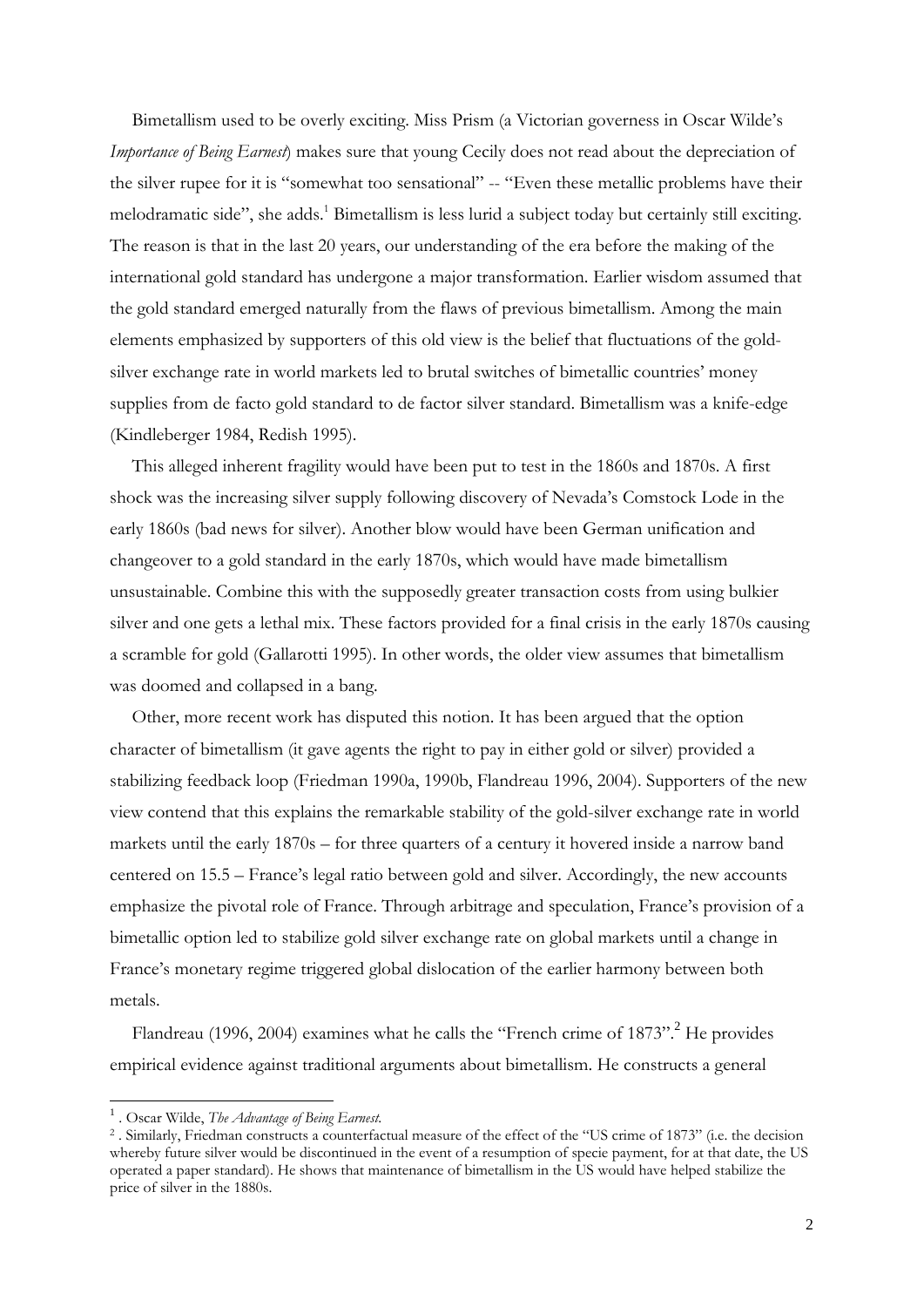Bimetallism used to be overly exciting. Miss Prism (a Victorian governess in Oscar Wilde's *Importance of Being Earnest*) makes sure that young Cecily does not read about the depreciation of the silver rupee for it is "somewhat too sensational" -- "Even these metallic problems have their melodramatic side", she adds.[1] Bimetallism is less lurid a subject today but certainly still exciting. The reason is that in the last 20 years, our understanding of the era before the making of the international gold standard has undergone a major transformation. Earlier wisdom assumed that the gold standard emerged naturally from the flaws of previous bimetallism. Among the main elements emphasized by supporters of this old view is the belief that fluctuations of the gold-silver exchange rate in world markets led to brutal switches of bimetallic countries' money supplies from de facto gold standard to de factor silver standard. Bimetallism was a knife-edge (Kindleberger 1984, Redish 1995).

This alleged inherent fragility would have been put to test in the 1860s and 1870s. A first shock was the increasing silver supply following discovery of Nevada's Comstock Lode in the early 1860s (bad news for silver). Another blow would have been German unification and changeover to a gold standard in the early 1870s, which would have made bimetallism unsustainable. Combine this with the supposedly greater transaction costs from using bulkier silver and one gets a lethal mix. These factors provided for a final crisis in the early 1870s causing a scramble for gold (Gallarotti 1995). In other words, the older view assumes that bimetallism was doomed and collapsed in a bang.

Other, more recent work has disputed this notion. It has been argued that the option character of bimetallism (it gave agents the right to pay in either gold or silver) provided a stabilizing feedback loop (Friedman 1990a, 1990b, Flandreau 1996, 2004). Supporters of the new view contend that this explains the remarkable stability of the gold-silver exchange rate in world markets until the early 1870s – for three quarters of a century it hovered inside a narrow band centered on 15.5 – France's legal ratio between gold and silver. Accordingly, the new accounts emphasize the pivotal role of France. Through arbitrage and speculation, France's provision of a bimetallic option led to stabilize gold silver exchange rate on global markets until a change in France's monetary regime triggered global dislocation of the earlier harmony between both metals.

Flandreau (1996, 2004) examines what he calls the "French crime of 1873".[2] He provides empirical evidence against traditional arguments about bimetallism. He constructs a general

---

[1] . Oscar Wilde, *The Advantage of Being Earnest.*

[2] . Similarly, Friedman constructs a counterfactual measure of the effect of the "US crime of 1873" (i.e. the decision whereby future silver would be discontinued in the event of a resumption of specie payment, for at that date, the US operated a paper standard). He shows that maintenance of bimetallism in the US would have helped stabilize the price of silver in the 1880s.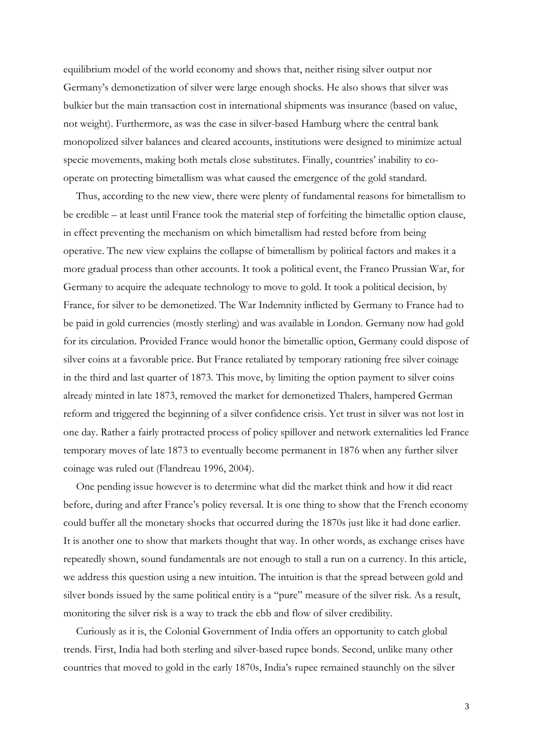equilibrium model of the world economy and shows that, neither rising silver output nor Germany's demonetization of silver were large enough shocks. He also shows that silver was bulkier but the main transaction cost in international shipments was insurance (based on value, not weight). Furthermore, as was the case in silver-based Hamburg where the central bank monopolized silver balances and cleared accounts, institutions were designed to minimize actual specie movements, making both metals close substitutes. Finally, countries' inability to co-operate on protecting bimetallism was what caused the emergence of the gold standard.

Thus, according to the new view, there were plenty of fundamental reasons for bimetallism to be credible – at least until France took the material step of forfeiting the bimetallic option clause, in effect preventing the mechanism on which bimetallism had rested before from being operative. The new view explains the collapse of bimetallism by political factors and makes it a more gradual process than other accounts. It took a political event, the Franco Prussian War, for Germany to acquire the adequate technology to move to gold. It took a political decision, by France, for silver to be demonetized. The War Indemnity inflicted by Germany to France had to be paid in gold currencies (mostly sterling) and was available in London. Germany now had gold for its circulation. Provided France would honor the bimetallic option, Germany could dispose of silver coins at a favorable price. But France retaliated by temporary rationing free silver coinage in the third and last quarter of 1873. This move, by limiting the option payment to silver coins already minted in late 1873, removed the market for demonetized Thalers, hampered German reform and triggered the beginning of a silver confidence crisis. Yet trust in silver was not lost in one day. Rather a fairly protracted process of policy spillover and network externalities led France temporary moves of late 1873 to eventually become permanent in 1876 when any further silver coinage was ruled out (Flandreau 1996, 2004).

One pending issue however is to determine what did the market think and how it did react before, during and after France's policy reversal. It is one thing to show that the French economy could buffer all the monetary shocks that occurred during the 1870s just like it had done earlier. It is another one to show that markets thought that way. In other words, as exchange crises have repeatedly shown, sound fundamentals are not enough to stall a run on a currency. In this article, we address this question using a new intuition. The intuition is that the spread between gold and silver bonds issued by the same political entity is a "pure" measure of the silver risk. As a result, monitoring the silver risk is a way to track the ebb and flow of silver credibility.

Curiously as it is, the Colonial Government of India offers an opportunity to catch global trends. First, India had both sterling and silver-based rupee bonds. Second, unlike many other countries that moved to gold in the early 1870s, India's rupee remained staunchly on the silver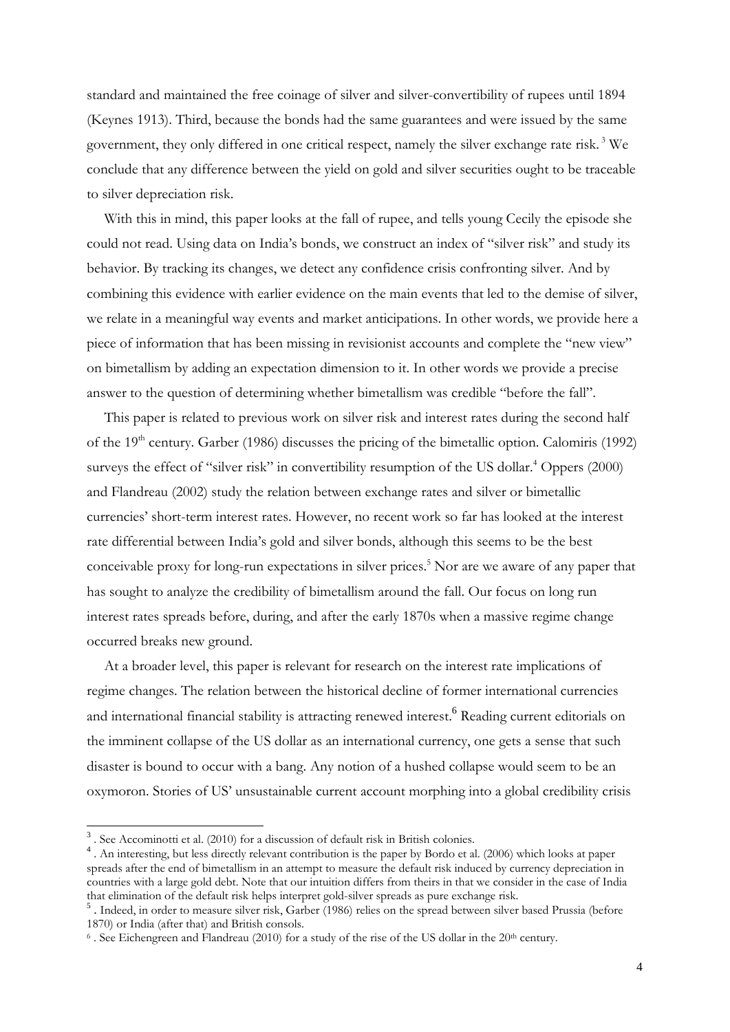standard and maintained the free coinage of silver and silver-convertibility of rupees until 1894 (Keynes 1913). Third, because the bonds had the same guarantees and were issued by the same government, they only differed in one critical respect, namely the silver exchange rate risk.[3] We conclude that any difference between the yield on gold and silver securities ought to be traceable to silver depreciation risk.

With this in mind, this paper looks at the fall of rupee, and tells young Cecily the episode she could not read. Using data on India's bonds, we construct an index of "silver risk" and study its behavior. By tracking its changes, we detect any confidence crisis confronting silver. And by combining this evidence with earlier evidence on the main events that led to the demise of silver, we relate in a meaningful way events and market anticipations. In other words, we provide here a piece of information that has been missing in revisionist accounts and complete the "new view" on bimetallism by adding an expectation dimension to it. In other words we provide a precise answer to the question of determining whether bimetallism was credible "before the fall".

This paper is related to previous work on silver risk and interest rates during the second half of the 19th century. Garber (1986) discusses the pricing of the bimetallic option. Calomiris (1992) surveys the effect of "silver risk" in convertibility resumption of the US dollar.[4] Oppers (2000) and Flandreau (2002) study the relation between exchange rates and silver or bimetallic currencies' short-term interest rates. However, no recent work so far has looked at the interest rate differential between India's gold and silver bonds, although this seems to be the best conceivable proxy for long-run expectations in silver prices.[5] Nor are we aware of any paper that has sought to analyze the credibility of bimetallism around the fall. Our focus on long run interest rates spreads before, during, and after the early 1870s when a massive regime change occurred breaks new ground.

At a broader level, this paper is relevant for research on the interest rate implications of regime changes. The relation between the historical decline of former international currencies and international financial stability is attracting renewed interest.[6] Reading current editorials on the imminent collapse of the US dollar as an international currency, one gets a sense that such disaster is bound to occur with a bang. Any notion of a hushed collapse would seem to be an oxymoron. Stories of US' unsustainable current account morphing into a global credibility crisis

---

[3] . See Accominotti et al. (2010) for a discussion of default risk in British colonies.

[4] . An interesting, but less directly relevant contribution is the paper by Bordo et al. (2006) which looks at paper spreads after the end of bimetallism in an attempt to measure the default risk induced by currency depreciation in countries with a large gold debt. Note that our intuition differs from theirs in that we consider in the case of India that elimination of the default risk helps interpret gold-silver spreads as pure exchange risk.

[5] . Indeed, in order to measure silver risk, Garber (1986) relies on the spread between silver based Prussia (before 1870) or India (after that) and British consols.

[6] . See Eichengreen and Flandreau (2010) for a study of the rise of the US dollar in the 20th century.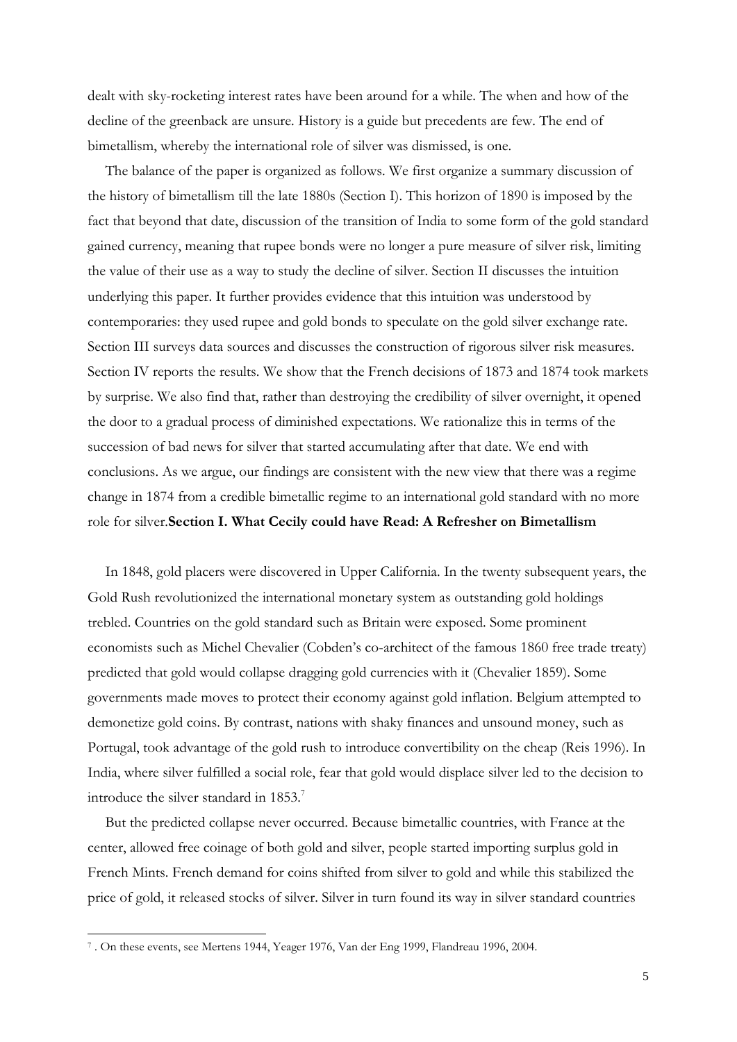dealt with sky-rocketing interest rates have been around for a while. The when and how of the decline of the greenback are unsure. History is a guide but precedents are few. The end of bimetallism, whereby the international role of silver was dismissed, is one.

The balance of the paper is organized as follows. We first organize a summary discussion of the history of bimetallism till the late 1880s (Section I). This horizon of 1890 is imposed by the fact that beyond that date, discussion of the transition of India to some form of the gold standard gained currency, meaning that rupee bonds were no longer a pure measure of silver risk, limiting the value of their use as a way to study the decline of silver. Section II discusses the intuition underlying this paper. It further provides evidence that this intuition was understood by contemporaries: they used rupee and gold bonds to speculate on the gold silver exchange rate. Section III surveys data sources and discusses the construction of rigorous silver risk measures. Section IV reports the results. We show that the French decisions of 1873 and 1874 took markets by surprise. We also find that, rather than destroying the credibility of silver overnight, it opened the door to a gradual process of diminished expectations. We rationalize this in terms of the succession of bad news for silver that started accumulating after that date. We end with conclusions. As we argue, our findings are consistent with the new view that there was a regime change in 1874 from a credible bimetallic regime to an international gold standard with no more role for silver.

## Section I. What Cecily could have Read: A Refresher on Bimetallism

In 1848, gold placers were discovered in Upper California. In the twenty subsequent years, the Gold Rush revolutionized the international monetary system as outstanding gold holdings trebled. Countries on the gold standard such as Britain were exposed. Some prominent economists such as Michel Chevalier (Cobden's co-architect of the famous 1860 free trade treaty) predicted that gold would collapse dragging gold currencies with it (Chevalier 1859). Some governments made moves to protect their economy against gold inflation. Belgium attempted to demonetize gold coins. By contrast, nations with shaky finances and unsound money, such as Portugal, took advantage of the gold rush to introduce convertibility on the cheap (Reis 1996). In India, where silver fulfilled a social role, fear that gold would displace silver led to the decision to introduce the silver standard in 1853.[7]

But the predicted collapse never occurred. Because bimetallic countries, with France at the center, allowed free coinage of both gold and silver, people started importing surplus gold in French Mints. French demand for coins shifted from silver to gold and while this stabilized the price of gold, it released stocks of silver. Silver in turn found its way in silver standard countries

[7] . On these events, see Mertens 1944, Yeager 1976, Van der Eng 1999, Flandreau 1996, 2004.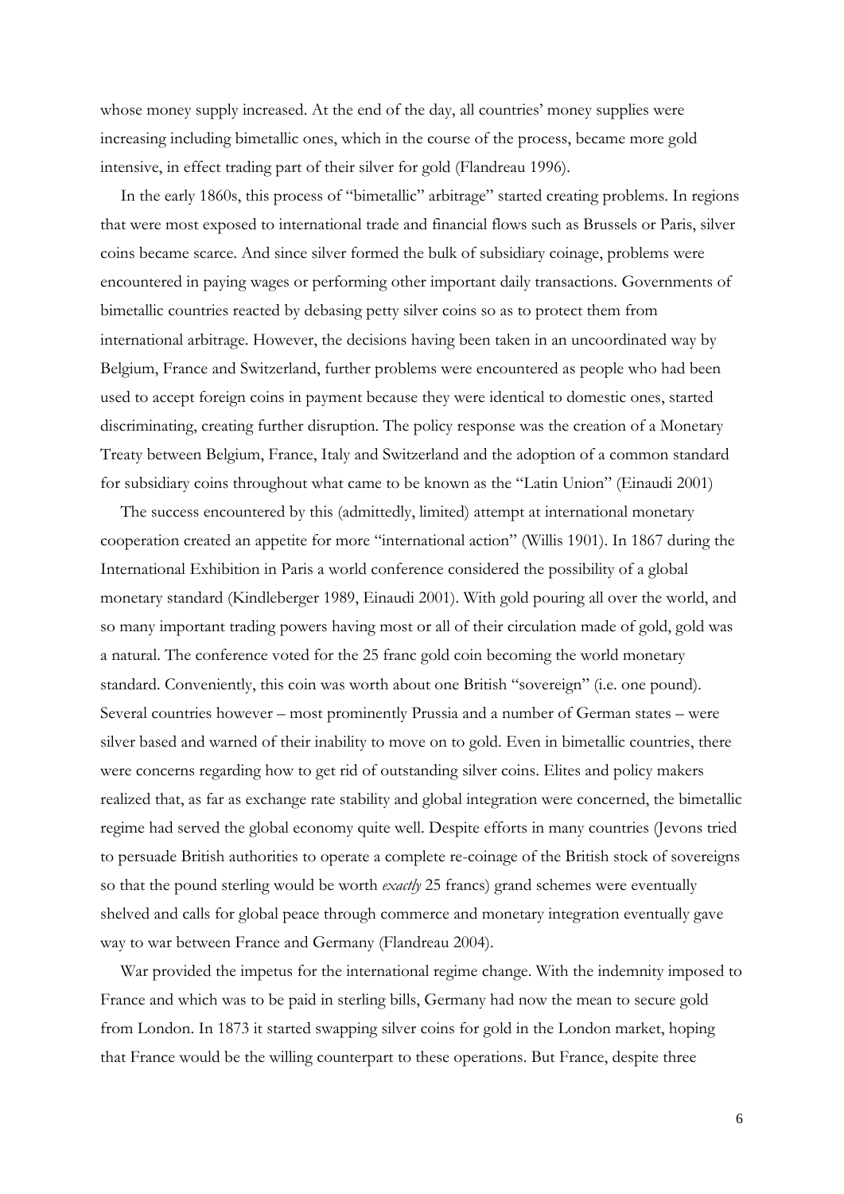whose money supply increased. At the end of the day, all countries' money supplies were increasing including bimetallic ones, which in the course of the process, became more gold intensive, in effect trading part of their silver for gold (Flandreau 1996).

In the early 1860s, this process of "bimetallic" arbitrage" started creating problems. In regions that were most exposed to international trade and financial flows such as Brussels or Paris, silver coins became scarce. And since silver formed the bulk of subsidiary coinage, problems were encountered in paying wages or performing other important daily transactions. Governments of bimetallic countries reacted by debasing petty silver coins so as to protect them from international arbitrage. However, the decisions having been taken in an uncoordinated way by Belgium, France and Switzerland, further problems were encountered as people who had been used to accept foreign coins in payment because they were identical to domestic ones, started discriminating, creating further disruption. The policy response was the creation of a Monetary Treaty between Belgium, France, Italy and Switzerland and the adoption of a common standard for subsidiary coins throughout what came to be known as the "Latin Union" (Einaudi 2001)

The success encountered by this (admittedly, limited) attempt at international monetary cooperation created an appetite for more "international action" (Willis 1901). In 1867 during the International Exhibition in Paris a world conference considered the possibility of a global monetary standard (Kindleberger 1989, Einaudi 2001). With gold pouring all over the world, and so many important trading powers having most or all of their circulation made of gold, gold was a natural. The conference voted for the 25 franc gold coin becoming the world monetary standard. Conveniently, this coin was worth about one British "sovereign" (i.e. one pound). Several countries however – most prominently Prussia and a number of German states – were silver based and warned of their inability to move on to gold. Even in bimetallic countries, there were concerns regarding how to get rid of outstanding silver coins. Elites and policy makers realized that, as far as exchange rate stability and global integration were concerned, the bimetallic regime had served the global economy quite well. Despite efforts in many countries (Jevons tried to persuade British authorities to operate a complete re-coinage of the British stock of sovereigns so that the pound sterling would be worth *exactly* 25 francs) grand schemes were eventually shelved and calls for global peace through commerce and monetary integration eventually gave way to war between France and Germany (Flandreau 2004).

War provided the impetus for the international regime change. With the indemnity imposed to France and which was to be paid in sterling bills, Germany had now the mean to secure gold from London. In 1873 it started swapping silver coins for gold in the London market, hoping that France would be the willing counterpart to these operations. But France, despite three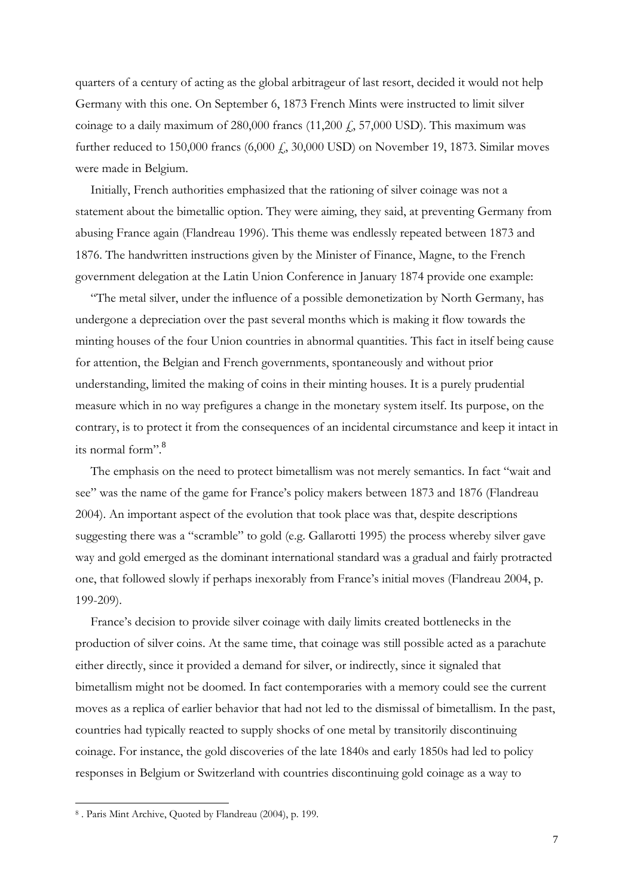quarters of a century of acting as the global arbitrageur of last resort, decided it would not help Germany with this one. On September 6, 1873 French Mints were instructed to limit silver coinage to a daily maximum of 280,000 francs (11,200 £, 57,000 USD). This maximum was further reduced to 150,000 francs (6,000 £, 30,000 USD) on November 19, 1873. Similar moves were made in Belgium.

Initially, French authorities emphasized that the rationing of silver coinage was not a statement about the bimetallic option. They were aiming, they said, at preventing Germany from abusing France again (Flandreau 1996). This theme was endlessly repeated between 1873 and 1876. The handwritten instructions given by the Minister of Finance, Magne, to the French government delegation at the Latin Union Conference in January 1874 provide one example:

"The metal silver, under the influence of a possible demonetization by North Germany, has undergone a depreciation over the past several months which is making it flow towards the minting houses of the four Union countries in abnormal quantities. This fact in itself being cause for attention, the Belgian and French governments, spontaneously and without prior understanding, limited the making of coins in their minting houses. It is a purely prudential measure which in no way prefigures a change in the monetary system itself. Its purpose, on the contrary, is to protect it from the consequences of an incidental circumstance and keep it intact in its normal form".[8]

The emphasis on the need to protect bimetallism was not merely semantics. In fact "wait and see" was the name of the game for France's policy makers between 1873 and 1876 (Flandreau 2004). An important aspect of the evolution that took place was that, despite descriptions suggesting there was a "scramble" to gold (e.g. Gallarotti 1995) the process whereby silver gave way and gold emerged as the dominant international standard was a gradual and fairly protracted one, that followed slowly if perhaps inexorably from France's initial moves (Flandreau 2004, p. 199-209).

France's decision to provide silver coinage with daily limits created bottlenecks in the production of silver coins. At the same time, that coinage was still possible acted as a parachute either directly, since it provided a demand for silver, or indirectly, since it signaled that bimetallism might not be doomed. In fact contemporaries with a memory could see the current moves as a replica of earlier behavior that had not led to the dismissal of bimetallism. In the past, countries had typically reacted to supply shocks of one metal by transitorily discontinuing coinage. For instance, the gold discoveries of the late 1840s and early 1850s had led to policy responses in Belgium or Switzerland with countries discontinuing gold coinage as a way to

[8] . Paris Mint Archive, Quoted by Flandreau (2004), p. 199.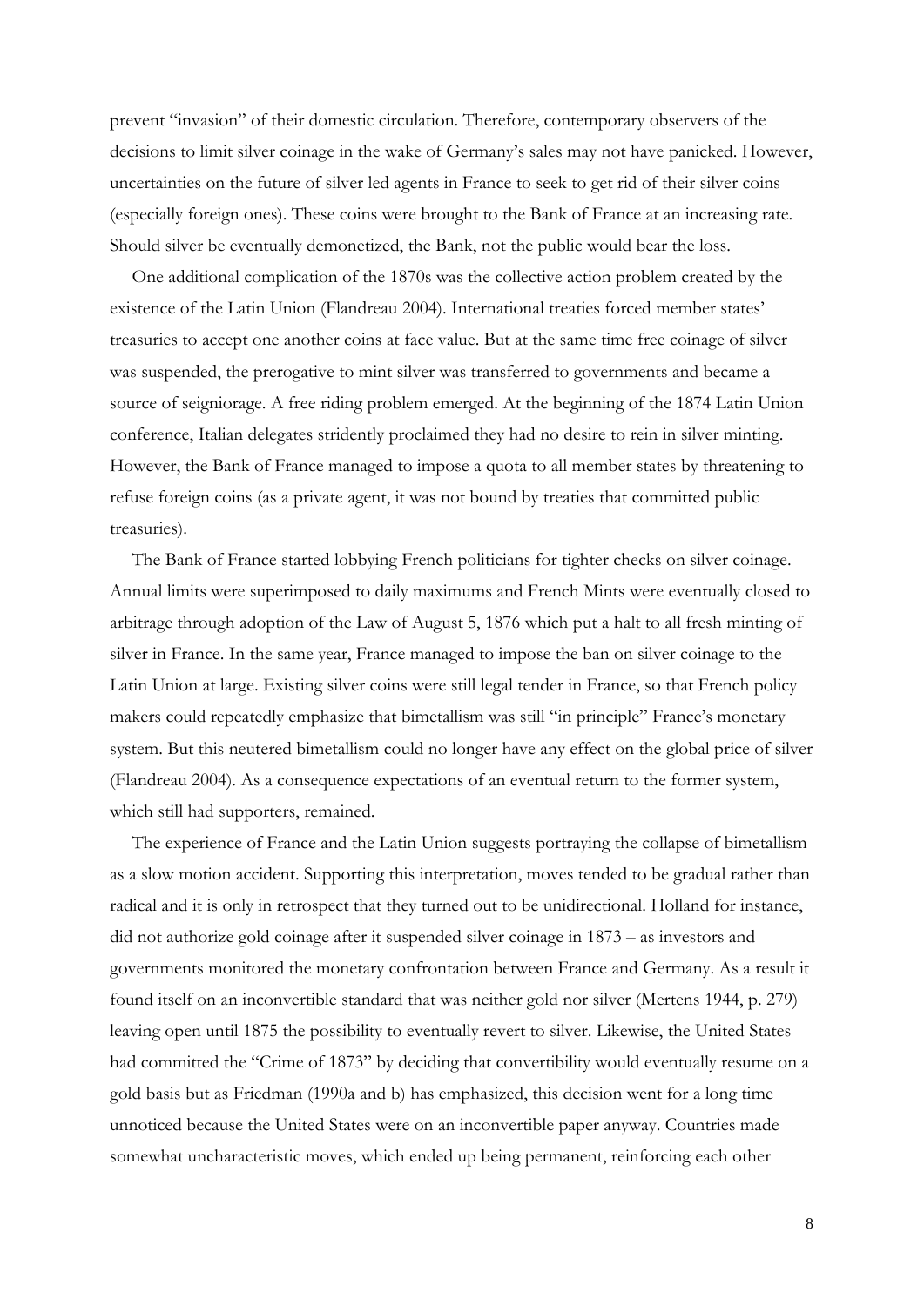prevent "invasion" of their domestic circulation. Therefore, contemporary observers of the decisions to limit silver coinage in the wake of Germany's sales may not have panicked. However, uncertainties on the future of silver led agents in France to seek to get rid of their silver coins (especially foreign ones). These coins were brought to the Bank of France at an increasing rate. Should silver be eventually demonetized, the Bank, not the public would bear the loss.

One additional complication of the 1870s was the collective action problem created by the existence of the Latin Union (Flandreau 2004). International treaties forced member states' treasuries to accept one another coins at face value. But at the same time free coinage of silver was suspended, the prerogative to mint silver was transferred to governments and became a source of seigniorage. A free riding problem emerged. At the beginning of the 1874 Latin Union conference, Italian delegates stridently proclaimed they had no desire to rein in silver minting. However, the Bank of France managed to impose a quota to all member states by threatening to refuse foreign coins (as a private agent, it was not bound by treaties that committed public treasuries).

The Bank of France started lobbying French politicians for tighter checks on silver coinage. Annual limits were superimposed to daily maximums and French Mints were eventually closed to arbitrage through adoption of the Law of August 5, 1876 which put a halt to all fresh minting of silver in France. In the same year, France managed to impose the ban on silver coinage to the Latin Union at large. Existing silver coins were still legal tender in France, so that French policy makers could repeatedly emphasize that bimetallism was still "in principle" France's monetary system. But this neutered bimetallism could no longer have any effect on the global price of silver (Flandreau 2004). As a consequence expectations of an eventual return to the former system, which still had supporters, remained.

The experience of France and the Latin Union suggests portraying the collapse of bimetallism as a slow motion accident. Supporting this interpretation, moves tended to be gradual rather than radical and it is only in retrospect that they turned out to be unidirectional. Holland for instance, did not authorize gold coinage after it suspended silver coinage in 1873 – as investors and governments monitored the monetary confrontation between France and Germany. As a result it found itself on an inconvertible standard that was neither gold nor silver (Mertens 1944, p. 279) leaving open until 1875 the possibility to eventually revert to silver. Likewise, the United States had committed the "Crime of 1873" by deciding that convertibility would eventually resume on a gold basis but as Friedman (1990a and b) has emphasized, this decision went for a long time unnoticed because the United States were on an inconvertible paper anyway. Countries made somewhat uncharacteristic moves, which ended up being permanent, reinforcing each other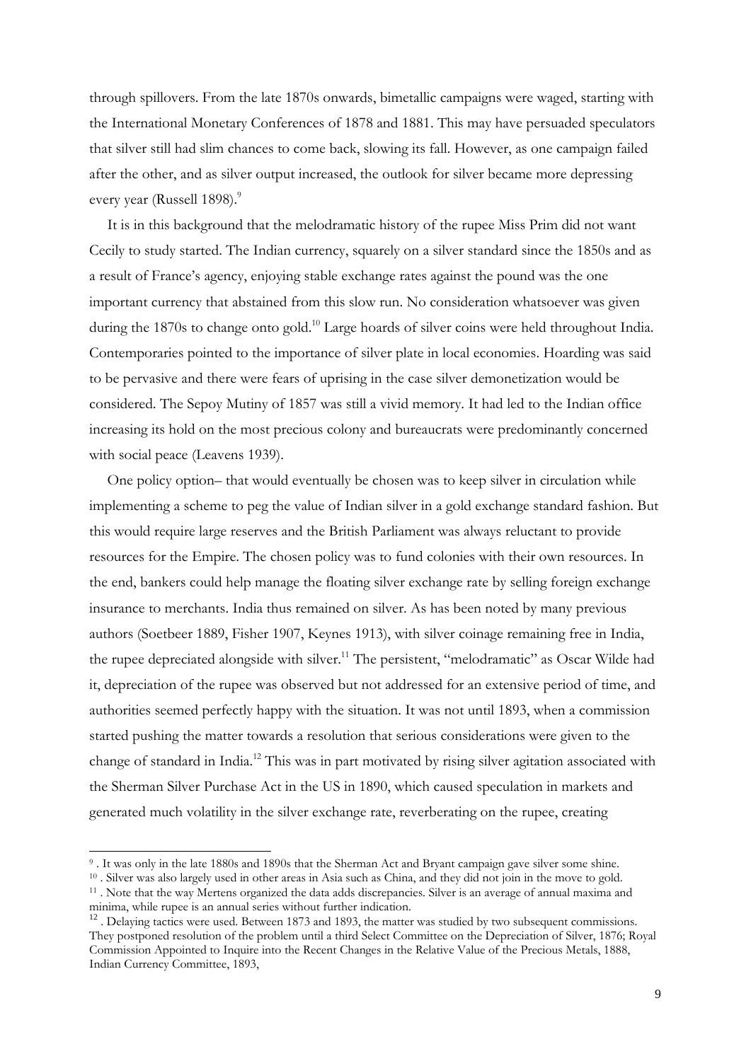through spillovers. From the late 1870s onwards, bimetallic campaigns were waged, starting with the International Monetary Conferences of 1878 and 1881. This may have persuaded speculators that silver still had slim chances to come back, slowing its fall. However, as one campaign failed after the other, and as silver output increased, the outlook for silver became more depressing every year (Russell 1898).[9]

It is in this background that the melodramatic history of the rupee Miss Prim did not want Cecily to study started. The Indian currency, squarely on a silver standard since the 1850s and as a result of France's agency, enjoying stable exchange rates against the pound was the one important currency that abstained from this slow run. No consideration whatsoever was given during the 1870s to change onto gold.[10] Large hoards of silver coins were held throughout India. Contemporaries pointed to the importance of silver plate in local economies. Hoarding was said to be pervasive and there were fears of uprising in the case silver demonetization would be considered. The Sepoy Mutiny of 1857 was still a vivid memory. It had led to the Indian office increasing its hold on the most precious colony and bureaucrats were predominantly concerned with social peace (Leavens 1939).

One policy option– that would eventually be chosen was to keep silver in circulation while implementing a scheme to peg the value of Indian silver in a gold exchange standard fashion. But this would require large reserves and the British Parliament was always reluctant to provide resources for the Empire. The chosen policy was to fund colonies with their own resources. In the end, bankers could help manage the floating silver exchange rate by selling foreign exchange insurance to merchants. India thus remained on silver. As has been noted by many previous authors (Soetbeer 1889, Fisher 1907, Keynes 1913), with silver coinage remaining free in India, the rupee depreciated alongside with silver.[11] The persistent, "melodramatic" as Oscar Wilde had it, depreciation of the rupee was observed but not addressed for an extensive period of time, and authorities seemed perfectly happy with the situation. It was not until 1893, when a commission started pushing the matter towards a resolution that serious considerations were given to the change of standard in India.[12] This was in part motivated by rising silver agitation associated with the Sherman Silver Purchase Act in the US in 1890, which caused speculation in markets and generated much volatility in the silver exchange rate, reverberating on the rupee, creating

---

[9] . It was only in the late 1880s and 1890s that the Sherman Act and Bryant campaign gave silver some shine.

[10] . Silver was also largely used in other areas in Asia such as China, and they did not join in the move to gold.

[11] . Note that the way Mertens organized the data adds discrepancies. Silver is an average of annual maxima and minima, while rupee is an annual series without further indication.

[12] . Delaying tactics were used. Between 1873 and 1893, the matter was studied by two subsequent commissions. They postponed resolution of the problem until a third Select Committee on the Depreciation of Silver, 1876; Royal Commission Appointed to Inquire into the Recent Changes in the Relative Value of the Precious Metals, 1888, Indian Currency Committee, 1893,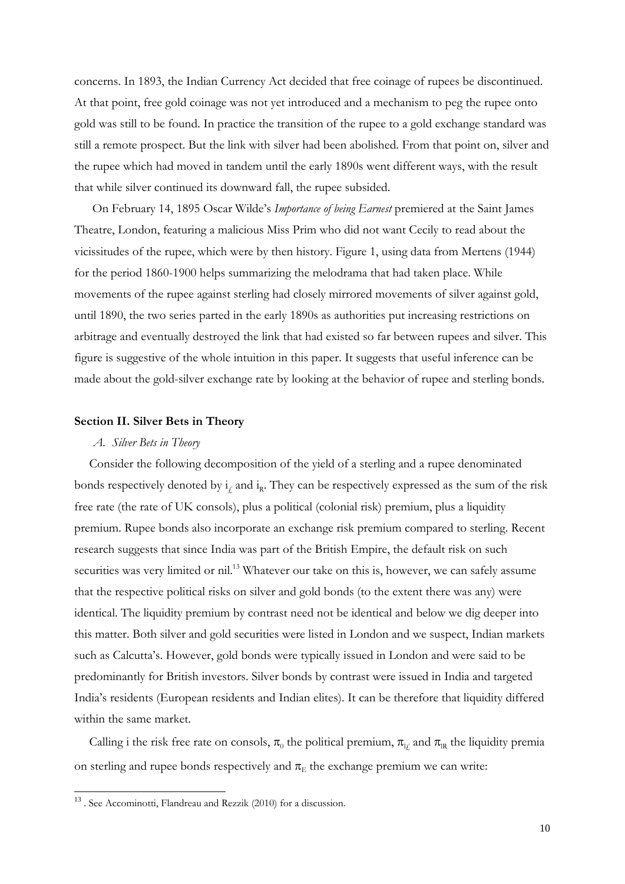concerns. In 1893, the Indian Currency Act decided that free coinage of rupees be discontinued. At that point, free gold coinage was not yet introduced and a mechanism to peg the rupee onto gold was still to be found. In practice the transition of the rupee to a gold exchange standard was still a remote prospect. But the link with silver had been abolished. From that point on, silver and the rupee which had moved in tandem until the early 1890s went different ways, with the result that while silver continued its downward fall, the rupee subsided.

On February 14, 1895 Oscar Wilde's *Importance of being Earnest* premiered at the Saint James Theatre, London, featuring a malicious Miss Prim who did not want Cecily to read about the vicissitudes of the rupee, which were by then history. Figure 1, using data from Mertens (1944) for the period 1860-1900 helps summarizing the melodrama that had taken place. While movements of the rupee against sterling had closely mirrored movements of silver against gold, until 1890, the two series parted in the early 1890s as authorities put increasing restrictions on arbitrage and eventually destroyed the link that had existed so far between rupees and silver. This figure is suggestive of the whole intuition in this paper. It suggests that useful inference can be made about the gold-silver exchange rate by looking at the behavior of rupee and sterling bonds.

## Section II. Silver Bets in Theory

### *A. Silver Bets in Theory*

Consider the following decomposition of the yield of a sterling and a rupee denominated bonds respectively denoted by $i_{£}$ and $i_R$. They can be respectively expressed as the sum of the risk free rate (the rate of UK consols), plus a political (colonial risk) premium, plus a liquidity premium. Rupee bonds also incorporate an exchange risk premium compared to sterling. Recent research suggests that since India was part of the British Empire, the default risk on such securities was very limited or nil.[13] Whatever our take on this is, however, we can safely assume that the respective political risks on silver and gold bonds (to the extent there was any) were identical. The liquidity premium by contrast need not be identical and below we dig deeper into this matter. Both silver and gold securities were listed in London and we suspect, Indian markets such as Calcutta's. However, gold bonds were typically issued in London and were said to be predominantly for British investors. Silver bonds by contrast were issued in India and targeted India's residents (European residents and Indian elites). It can be therefore that liquidity differed within the same market.

Calling i the risk free rate on consols, $\pi_0$ the political premium, $\pi_{l£}$ and $\pi_{lR}$ the liquidity premia on sterling and rupee bonds respectively and $\pi_E$ the exchange premium we can write:

[13] . See Accominotti, Flandreau and Rezzik (2010) for a discussion.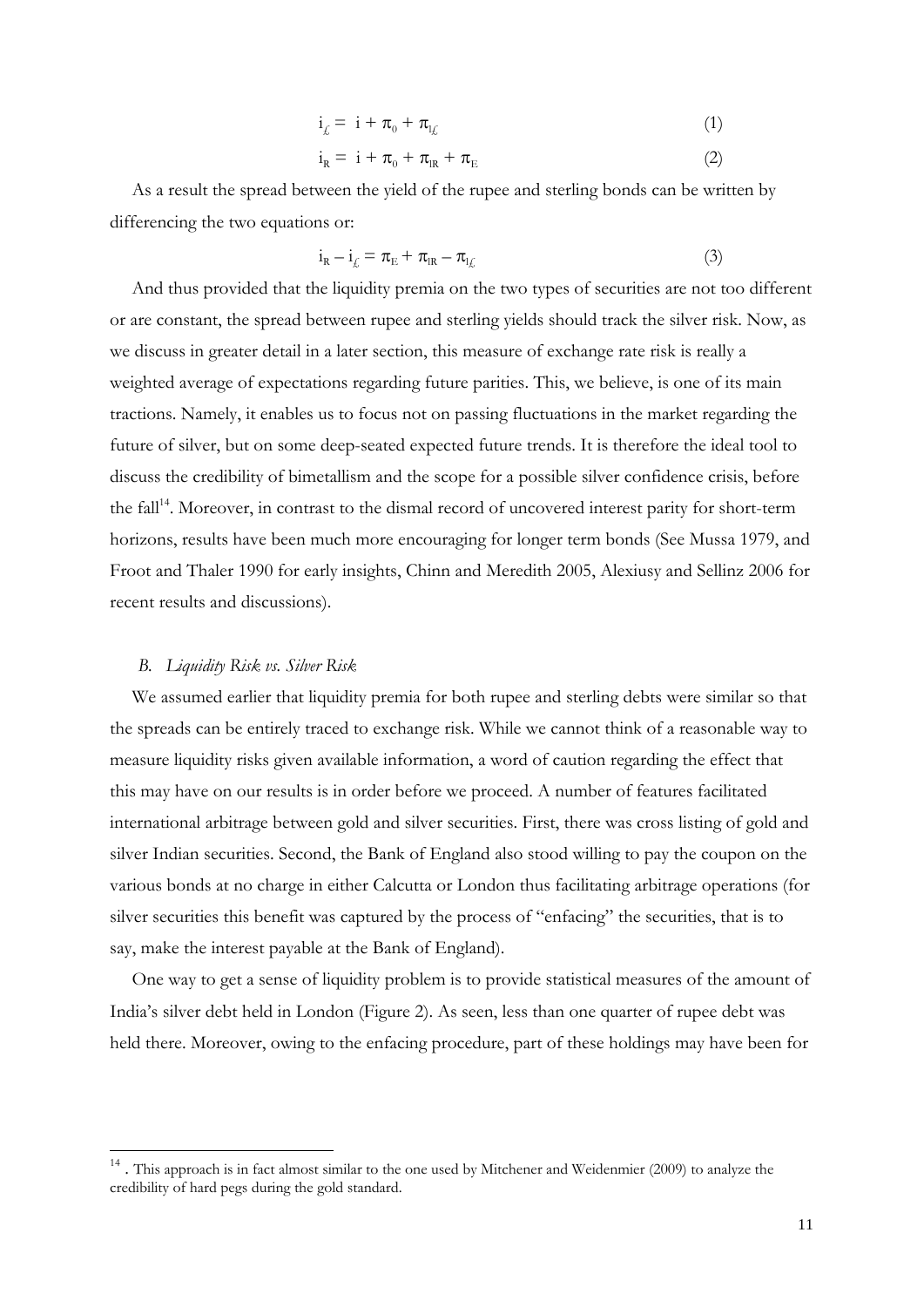$$i_{\pounds} = i + \pi_0 + \pi_{l\pounds} \qquad (1)$$

$$i_R = i + \pi_0 + \pi_{lR} + \pi_E \qquad (2)$$

As a result the spread between the yield of the rupee and sterling bonds can be written by differencing the two equations or:

$$i_R - i_{\pounds} = \pi_E + \pi_{lR} - \pi_{l\pounds} \qquad (3)$$

And thus provided that the liquidity premia on the two types of securities are not too different or are constant, the spread between rupee and sterling yields should track the silver risk. Now, as we discuss in greater detail in a later section, this measure of exchange rate risk is really a weighted average of expectations regarding future parities. This, we believe, is one of its main tractions. Namely, it enables us to focus not on passing fluctuations in the market regarding the future of silver, but on some deep-seated expected future trends. It is therefore the ideal tool to discuss the credibility of bimetallism and the scope for a possible silver confidence crisis, before the fall[14]. Moreover, in contrast to the dismal record of uncovered interest parity for short-term horizons, results have been much more encouraging for longer term bonds (See Mussa 1979, and Froot and Thaler 1990 for early insights, Chinn and Meredith 2005, Alexiusy and Sellinz 2006 for recent results and discussions).

### *B. Liquidity Risk vs. Silver Risk*

We assumed earlier that liquidity premia for both rupee and sterling debts were similar so that the spreads can be entirely traced to exchange risk. While we cannot think of a reasonable way to measure liquidity risks given available information, a word of caution regarding the effect that this may have on our results is in order before we proceed. A number of features facilitated international arbitrage between gold and silver securities. First, there was cross listing of gold and silver Indian securities. Second, the Bank of England also stood willing to pay the coupon on the various bonds at no charge in either Calcutta or London thus facilitating arbitrage operations (for silver securities this benefit was captured by the process of "enfacing" the securities, that is to say, make the interest payable at the Bank of England).

One way to get a sense of liquidity problem is to provide statistical measures of the amount of India's silver debt held in London (Figure 2). As seen, less than one quarter of rupee debt was held there. Moreover, owing to the enfacing procedure, part of these holdings may have been for

---

[14] . This approach is in fact almost similar to the one used by Mitchener and Weidenmier (2009) to analyze the credibility of hard pegs during the gold standard.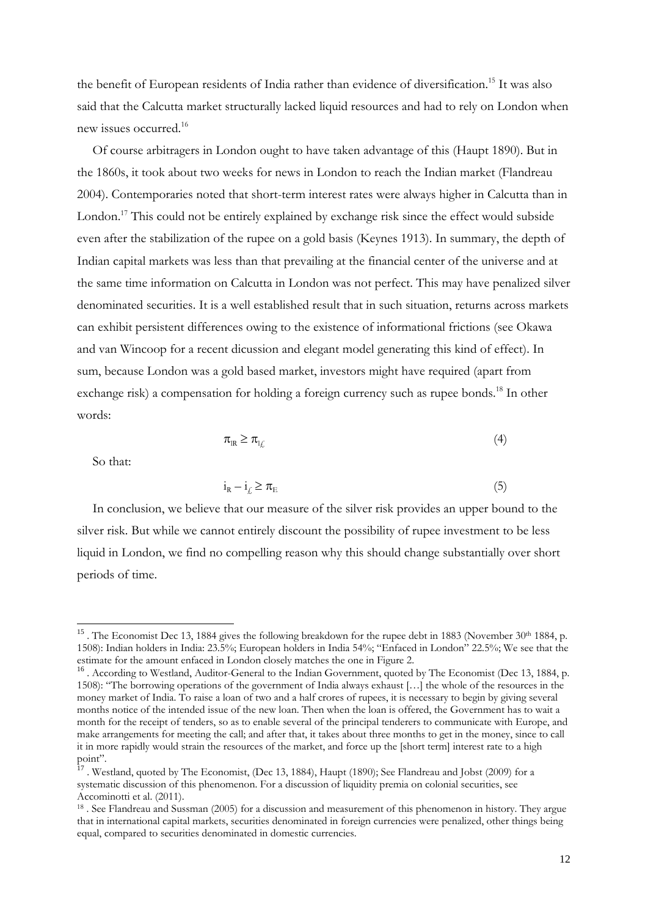the benefit of European residents of India rather than evidence of diversification.[15] It was also said that the Calcutta market structurally lacked liquid resources and had to rely on London when new issues occurred.[16]

Of course arbitragers in London ought to have taken advantage of this (Haupt 1890). But in the 1860s, it took about two weeks for news in London to reach the Indian market (Flandreau 2004). Contemporaries noted that short-term interest rates were always higher in Calcutta than in London.[17] This could not be entirely explained by exchange risk since the effect would subside even after the stabilization of the rupee on a gold basis (Keynes 1913). In summary, the depth of Indian capital markets was less than that prevailing at the financial center of the universe and at the same time information on Calcutta in London was not perfect. This may have penalized silver denominated securities. It is a well established result that in such situation, returns across markets can exhibit persistent differences owing to the existence of informational frictions (see Okawa and van Wincoop for a recent dicussion and elegant model generating this kind of effect). In sum, because London was a gold based market, investors might have required (apart from exchange risk) a compensation for holding a foreign currency such as rupee bonds.[18] In other words:

$$\pi_{IR} \geq \pi_{I£} \quad (4)$$

So that:

$$i_R - i_£ \geq \pi_E \quad (5)$$

In conclusion, we believe that our measure of the silver risk provides an upper bound to the silver risk. But while we cannot entirely discount the possibility of rupee investment to be less liquid in London, we find no compelling reason why this should change substantially over short periods of time.

---

[15] . The Economist Dec 13, 1884 gives the following breakdown for the rupee debt in 1883 (November 30th 1884, p. 1508): Indian holders in India: 23.5%; European holders in India 54%; "Enfaced in London" 22.5%; We see that the estimate for the amount enfaced in London closely matches the one in Figure 2.

[16] . According to Westland, Auditor-General to the Indian Government, quoted by The Economist (Dec 13, 1884, p. 1508): "The borrowing operations of the government of India always exhaust […] the whole of the resources in the money market of India. To raise a loan of two and a half crores of rupees, it is necessary to begin by giving several months notice of the intended issue of the new loan. Then when the loan is offered, the Government has to wait a month for the receipt of tenders, so as to enable several of the principal tenderers to communicate with Europe, and make arrangements for meeting the call; and after that, it takes about three months to get in the money, since to call it in more rapidly would strain the resources of the market, and force up the [short term] interest rate to a high point".

[17] . Westland, quoted by The Economist, (Dec 13, 1884), Haupt (1890); See Flandreau and Jobst (2009) for a systematic discussion of this phenomenon. For a discussion of liquidity premia on colonial securities, see Accominotti et al. (2011).

[18] . See Flandreau and Sussman (2005) for a discussion and measurement of this phenomenon in history. They argue that in international capital markets, securities denominated in foreign currencies were penalized, other things being equal, compared to securities denominated in domestic currencies.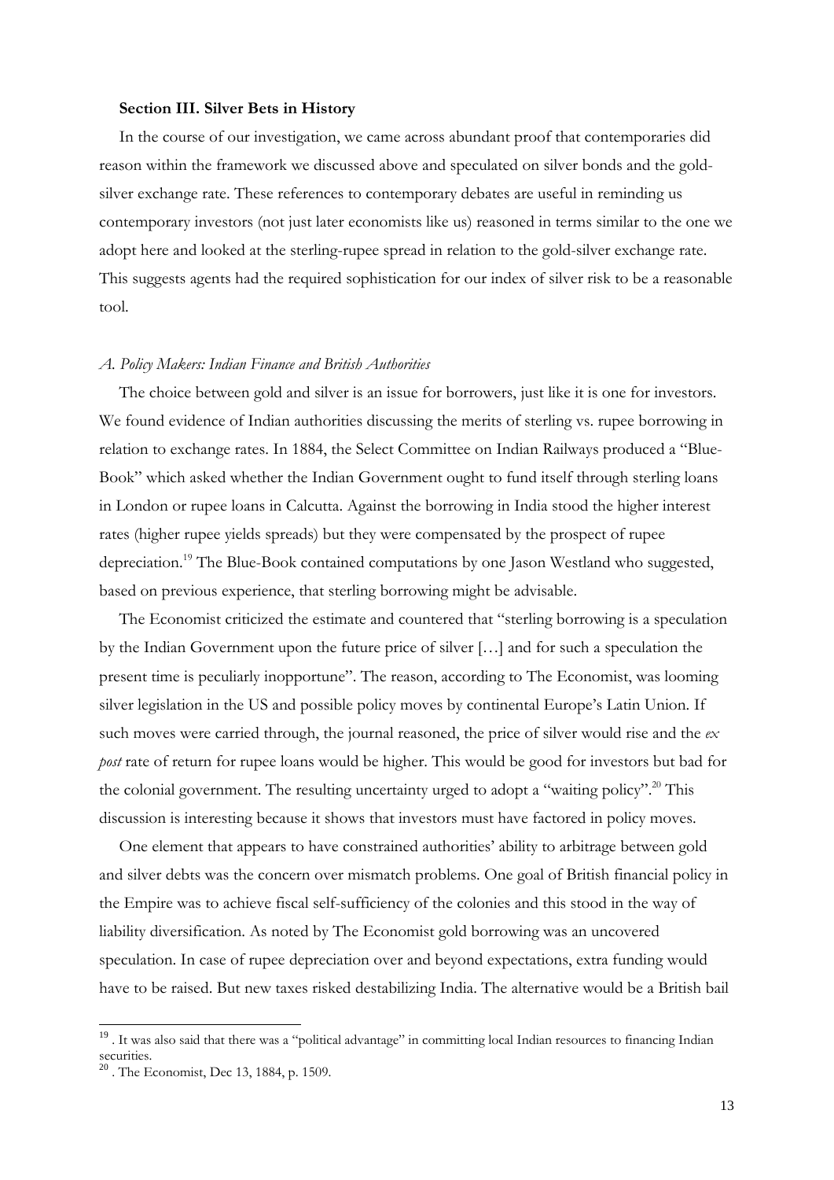**Section III. Silver Bets in History**

In the course of our investigation, we came across abundant proof that contemporaries did reason within the framework we discussed above and speculated on silver bonds and the gold-silver exchange rate. These references to contemporary debates are useful in reminding us contemporary investors (not just later economists like us) reasoned in terms similar to the one we adopt here and looked at the sterling-rupee spread in relation to the gold-silver exchange rate. This suggests agents had the required sophistication for our index of silver risk to be a reasonable tool.

*A. Policy Makers: Indian Finance and British Authorities*

The choice between gold and silver is an issue for borrowers, just like it is one for investors. We found evidence of Indian authorities discussing the merits of sterling vs. rupee borrowing in relation to exchange rates. In 1884, the Select Committee on Indian Railways produced a "Blue-Book" which asked whether the Indian Government ought to fund itself through sterling loans in London or rupee loans in Calcutta. Against the borrowing in India stood the higher interest rates (higher rupee yields spreads) but they were compensated by the prospect of rupee depreciation.[19] The Blue-Book contained computations by one Jason Westland who suggested, based on previous experience, that sterling borrowing might be advisable.

The Economist criticized the estimate and countered that "sterling borrowing is a speculation by the Indian Government upon the future price of silver […] and for such a speculation the present time is peculiarly inopportune". The reason, according to The Economist, was looming silver legislation in the US and possible policy moves by continental Europe's Latin Union. If such moves were carried through, the journal reasoned, the price of silver would rise and the *ex post* rate of return for rupee loans would be higher. This would be good for investors but bad for the colonial government. The resulting uncertainty urged to adopt a "waiting policy".[20] This discussion is interesting because it shows that investors must have factored in policy moves.

One element that appears to have constrained authorities' ability to arbitrage between gold and silver debts was the concern over mismatch problems. One goal of British financial policy in the Empire was to achieve fiscal self-sufficiency of the colonies and this stood in the way of liability diversification. As noted by The Economist gold borrowing was an uncovered speculation. In case of rupee depreciation over and beyond expectations, extra funding would have to be raised. But new taxes risked destabilizing India. The alternative would be a British bail

[19] . It was also said that there was a "political advantage" in committing local Indian resources to financing Indian securities.

[20] . The Economist, Dec 13, 1884, p. 1509.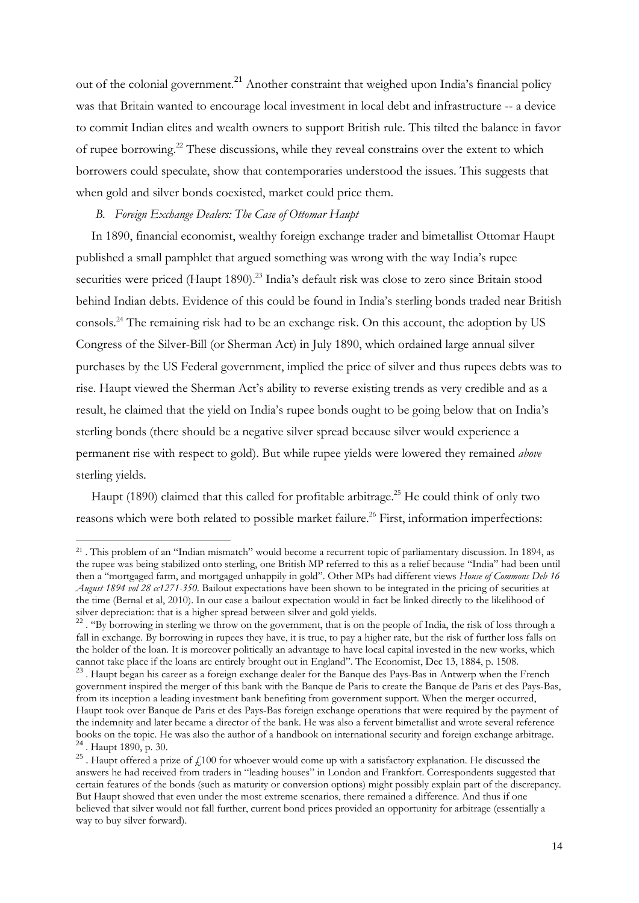out of the colonial government.[21] Another constraint that weighed upon India's financial policy was that Britain wanted to encourage local investment in local debt and infrastructure -- a device to commit Indian elites and wealth owners to support British rule. This tilted the balance in favor of rupee borrowing.[22] These discussions, while they reveal constrains over the extent to which borrowers could speculate, show that contemporaries understood the issues. This suggests that when gold and silver bonds coexisted, market could price them.

### *B. Foreign Exchange Dealers: The Case of Ottomar Haupt*

In 1890, financial economist, wealthy foreign exchange trader and bimetallist Ottomar Haupt published a small pamphlet that argued something was wrong with the way India's rupee securities were priced (Haupt 1890).[23] India's default risk was close to zero since Britain stood behind Indian debts. Evidence of this could be found in India's sterling bonds traded near British consols.[24] The remaining risk had to be an exchange risk. On this account, the adoption by US Congress of the Silver-Bill (or Sherman Act) in July 1890, which ordained large annual silver purchases by the US Federal government, implied the price of silver and thus rupees debts was to rise. Haupt viewed the Sherman Act's ability to reverse existing trends as very credible and as a result, he claimed that the yield on India's rupee bonds ought to be going below that on India's sterling bonds (there should be a negative silver spread because silver would experience a permanent rise with respect to gold). But while rupee yields were lowered they remained *above* sterling yields.

Haupt (1890) claimed that this called for profitable arbitrage.[25] He could think of only two reasons which were both related to possible market failure.[26] First, information imperfections:

---

[21] . This problem of an "Indian mismatch" would become a recurrent topic of parliamentary discussion. In 1894, as the rupee was being stabilized onto sterling, one British MP referred to this as a relief because "India" had been until then a "mortgaged farm, and mortgaged unhappily in gold". Other MPs had different views *House of Commons Deb 16 August 1894 vol 28 cc1271-350*. Bailout expectations have been shown to be integrated in the pricing of securities at the time (Bernal et al, 2010). In our case a bailout expectation would in fact be linked directly to the likelihood of silver depreciation: that is a higher spread between silver and gold yields.

[22] . "By borrowing in sterling we throw on the government, that is on the people of India, the risk of loss through a fall in exchange. By borrowing in rupees they have, it is true, to pay a higher rate, but the risk of further loss falls on the holder of the loan. It is moreover politically an advantage to have local capital invested in the new works, which cannot take place if the loans are entirely brought out in England". The Economist, Dec 13, 1884, p. 1508.

[23] . Haupt began his career as a foreign exchange dealer for the Banque des Pays-Bas in Antwerp when the French government inspired the merger of this bank with the Banque de Paris to create the Banque de Paris et des Pays-Bas, from its inception a leading investment bank benefiting from government support. When the merger occurred, Haupt took over Banque de Paris et des Pays-Bas foreign exchange operations that were required by the payment of the indemnity and later became a director of the bank. He was also a fervent bimetallist and wrote several reference books on the topic. He was also the author of a handbook on international security and foreign exchange arbitrage.

[24] . Haupt 1890, p. 30.

[25] . Haupt offered a prize of £100 for whoever would come up with a satisfactory explanation. He discussed the answers he had received from traders in "leading houses" in London and Frankfort. Correspondents suggested that certain features of the bonds (such as maturity or conversion options) might possibly explain part of the discrepancy. But Haupt showed that even under the most extreme scenarios, there remained a difference. And thus if one believed that silver would not fall further, current bond prices provided an opportunity for arbitrage (essentially a way to buy silver forward).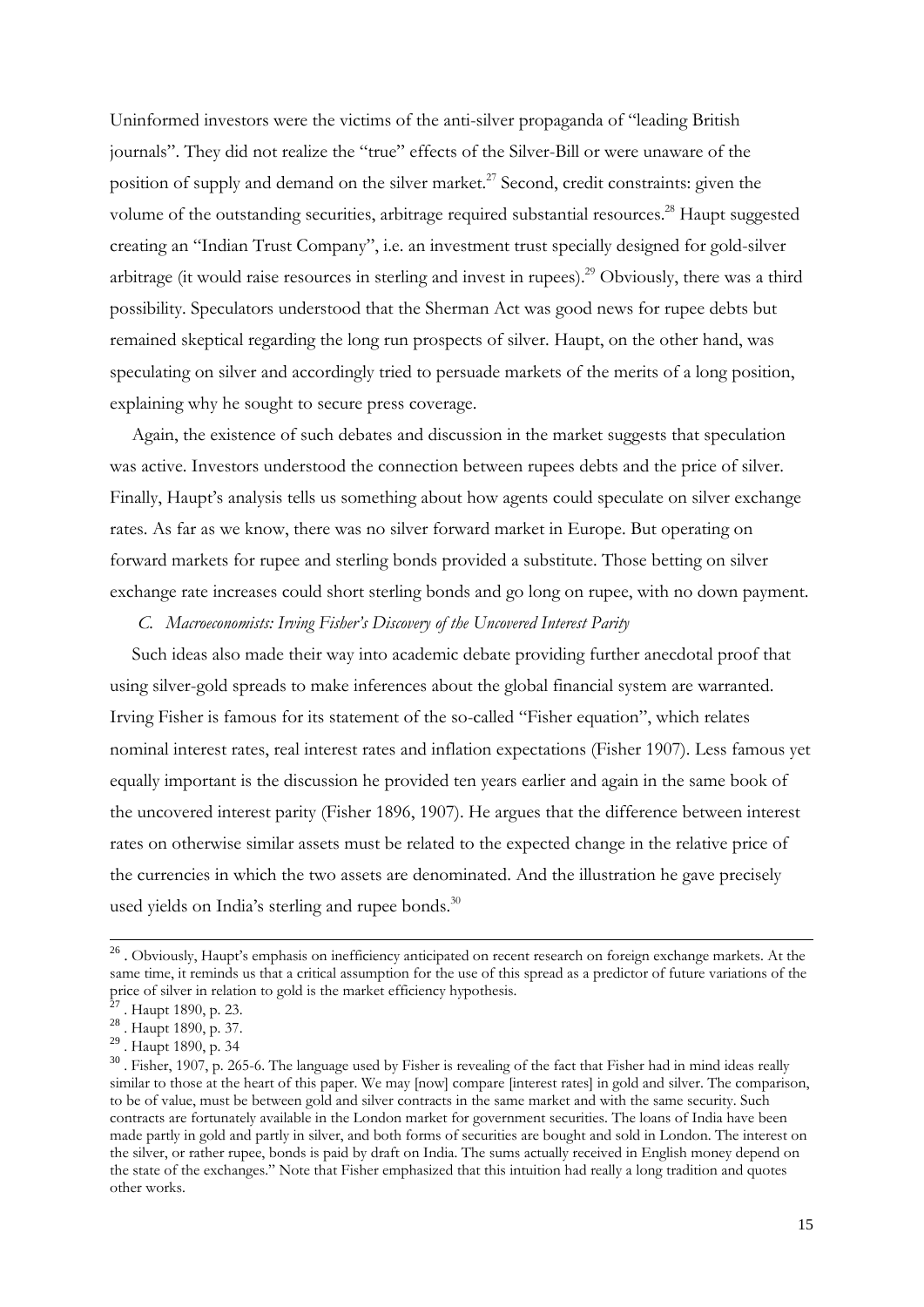Uninformed investors were the victims of the anti-silver propaganda of "leading British journals". They did not realize the "true" effects of the Silver-Bill or were unaware of the position of supply and demand on the silver market.[27] Second, credit constraints: given the volume of the outstanding securities, arbitrage required substantial resources.[28] Haupt suggested creating an "Indian Trust Company", i.e. an investment trust specially designed for gold-silver arbitrage (it would raise resources in sterling and invest in rupees).[29] Obviously, there was a third possibility. Speculators understood that the Sherman Act was good news for rupee debts but remained skeptical regarding the long run prospects of silver. Haupt, on the other hand, was speculating on silver and accordingly tried to persuade markets of the merits of a long position, explaining why he sought to secure press coverage.

Again, the existence of such debates and discussion in the market suggests that speculation was active. Investors understood the connection between rupees debts and the price of silver. Finally, Haupt's analysis tells us something about how agents could speculate on silver exchange rates. As far as we know, there was no silver forward market in Europe. But operating on forward markets for rupee and sterling bonds provided a substitute. Those betting on silver exchange rate increases could short sterling bonds and go long on rupee, with no down payment.

### *C. Macroeconomists: Irving Fisher's Discovery of the Uncovered Interest Parity*

Such ideas also made their way into academic debate providing further anecdotal proof that using silver-gold spreads to make inferences about the global financial system are warranted. Irving Fisher is famous for its statement of the so-called "Fisher equation", which relates nominal interest rates, real interest rates and inflation expectations (Fisher 1907). Less famous yet equally important is the discussion he provided ten years earlier and again in the same book of the uncovered interest parity (Fisher 1896, 1907). He argues that the difference between interest rates on otherwise similar assets must be related to the expected change in the relative price of the currencies in which the two assets are denominated. And the illustration he gave precisely used yields on India's sterling and rupee bonds.[30]

---

[26] . Obviously, Haupt's emphasis on inefficiency anticipated on recent research on foreign exchange markets. At the same time, it reminds us that a critical assumption for the use of this spread as a predictor of future variations of the price of silver in relation to gold is the market efficiency hypothesis.

[27] . Haupt 1890, p. 23.

[28] . Haupt 1890, p. 37.

[29] . Haupt 1890, p. 34

[30] . Fisher, 1907, p. 265-6. The language used by Fisher is revealing of the fact that Fisher had in mind ideas really similar to those at the heart of this paper. We may [now] compare [interest rates] in gold and silver. The comparison, to be of value, must be between gold and silver contracts in the same market and with the same security. Such contracts are fortunately available in the London market for government securities. The loans of India have been made partly in gold and partly in silver, and both forms of securities are bought and sold in London. The interest on the silver, or rather rupee, bonds is paid by draft on India. The sums actually received in English money depend on the state of the exchanges." Note that Fisher emphasized that this intuition had really a long tradition and quotes other works.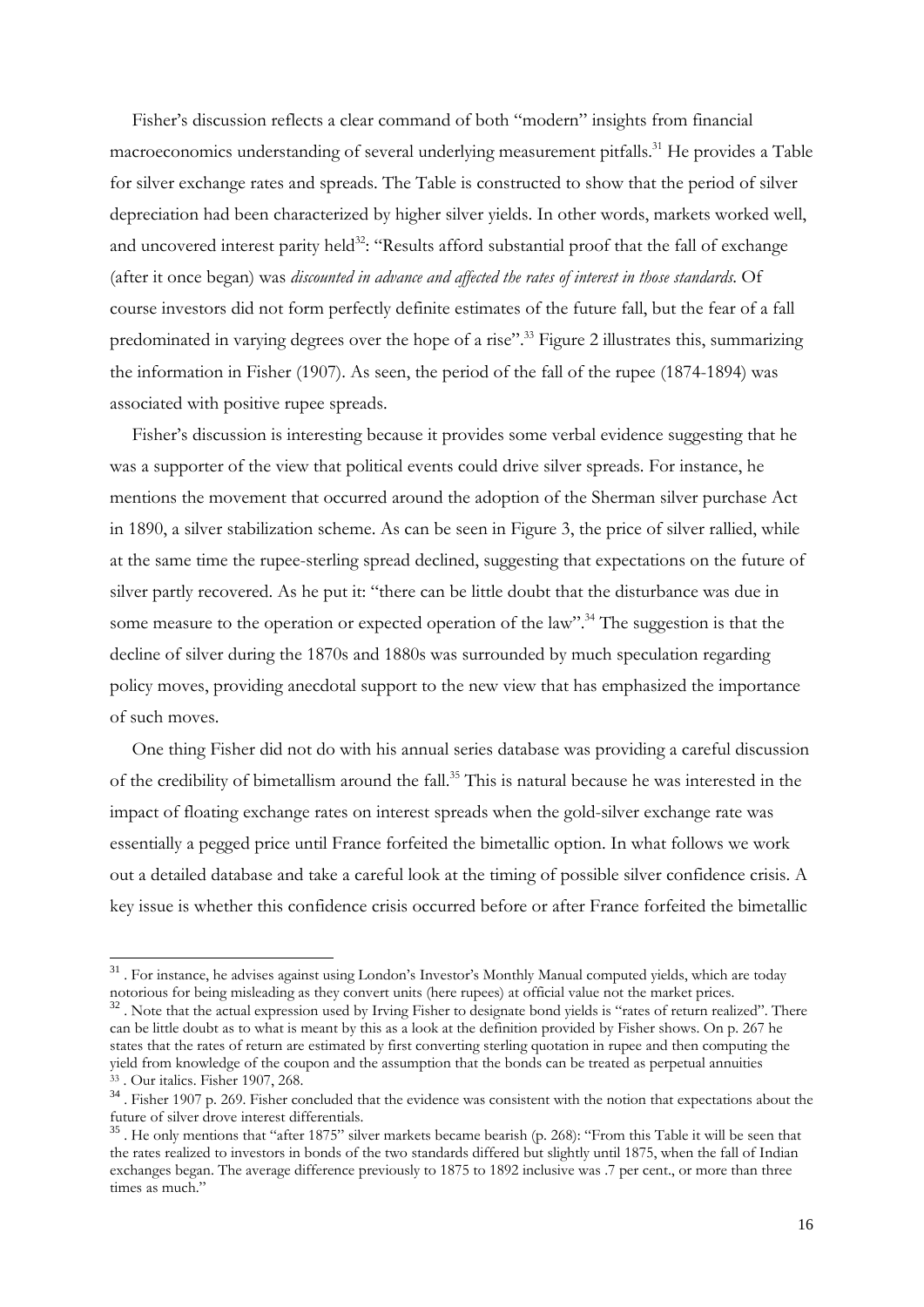Fisher's discussion reflects a clear command of both "modern" insights from financial macroeconomics understanding of several underlying measurement pitfalls.[31] He provides a Table for silver exchange rates and spreads. The Table is constructed to show that the period of silver depreciation had been characterized by higher silver yields. In other words, markets worked well, and uncovered interest parity held[32]: "Results afford substantial proof that the fall of exchange (after it once began) was *discounted in advance and affected the rates of interest in those standards*. Of course investors did not form perfectly definite estimates of the future fall, but the fear of a fall predominated in varying degrees over the hope of a rise".[33] Figure 2 illustrates this, summarizing the information in Fisher (1907). As seen, the period of the fall of the rupee (1874-1894) was associated with positive rupee spreads.

Fisher's discussion is interesting because it provides some verbal evidence suggesting that he was a supporter of the view that political events could drive silver spreads. For instance, he mentions the movement that occurred around the adoption of the Sherman silver purchase Act in 1890, a silver stabilization scheme. As can be seen in Figure 3, the price of silver rallied, while at the same time the rupee-sterling spread declined, suggesting that expectations on the future of silver partly recovered. As he put it: "there can be little doubt that the disturbance was due in some measure to the operation or expected operation of the law".[34] The suggestion is that the decline of silver during the 1870s and 1880s was surrounded by much speculation regarding policy moves, providing anecdotal support to the new view that has emphasized the importance of such moves.

One thing Fisher did not do with his annual series database was providing a careful discussion of the credibility of bimetallism around the fall.[35] This is natural because he was interested in the impact of floating exchange rates on interest spreads when the gold-silver exchange rate was essentially a pegged price until France forfeited the bimetallic option. In what follows we work out a detailed database and take a careful look at the timing of possible silver confidence crisis. A key issue is whether this confidence crisis occurred before or after France forfeited the bimetallic

---

[31] . For instance, he advises against using London's Investor's Monthly Manual computed yields, which are today notorious for being misleading as they convert units (here rupees) at official value not the market prices.

[32] . Note that the actual expression used by Irving Fisher to designate bond yields is "rates of return realized". There can be little doubt as to what is meant by this as a look at the definition provided by Fisher shows. On p. 267 he states that the rates of return are estimated by first converting sterling quotation in rupee and then computing the yield from knowledge of the coupon and the assumption that the bonds can be treated as perpetual annuities

[33] . Our italics. Fisher 1907, 268.

[34] . Fisher 1907 p. 269. Fisher concluded that the evidence was consistent with the notion that expectations about the future of silver drove interest differentials.

[35] . He only mentions that "after 1875" silver markets became bearish (p. 268): "From this Table it will be seen that the rates realized to investors in bonds of the two standards differed but slightly until 1875, when the fall of Indian exchanges began. The average difference previously to 1875 to 1892 inclusive was .7 per cent., or more than three times as much."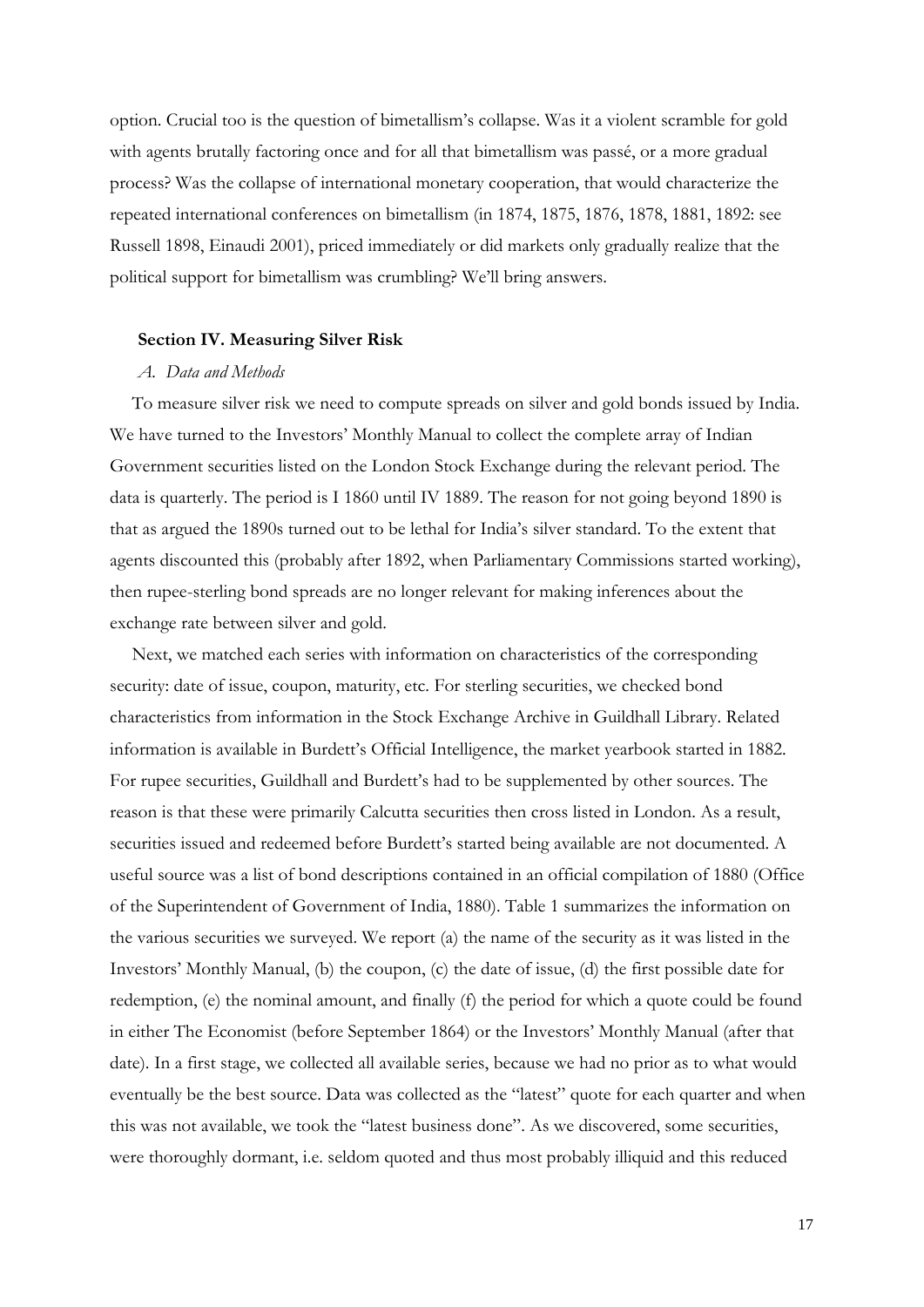option. Crucial too is the question of bimetallism's collapse. Was it a violent scramble for gold with agents brutally factoring once and for all that bimetallism was passé, or a more gradual process? Was the collapse of international monetary cooperation, that would characterize the repeated international conferences on bimetallism (in 1874, 1875, 1876, 1878, 1881, 1892: see Russell 1898, Einaudi 2001), priced immediately or did markets only gradually realize that the political support for bimetallism was crumbling? We'll bring answers.

## Section IV. Measuring Silver Risk

### *A. Data and Methods*

To measure silver risk we need to compute spreads on silver and gold bonds issued by India. We have turned to the Investors' Monthly Manual to collect the complete array of Indian Government securities listed on the London Stock Exchange during the relevant period. The data is quarterly. The period is I 1860 until IV 1889. The reason for not going beyond 1890 is that as argued the 1890s turned out to be lethal for India's silver standard. To the extent that agents discounted this (probably after 1892, when Parliamentary Commissions started working), then rupee-sterling bond spreads are no longer relevant for making inferences about the exchange rate between silver and gold.

Next, we matched each series with information on characteristics of the corresponding security: date of issue, coupon, maturity, etc. For sterling securities, we checked bond characteristics from information in the Stock Exchange Archive in Guildhall Library. Related information is available in Burdett's Official Intelligence, the market yearbook started in 1882. For rupee securities, Guildhall and Burdett's had to be supplemented by other sources. The reason is that these were primarily Calcutta securities then cross listed in London. As a result, securities issued and redeemed before Burdett's started being available are not documented. A useful source was a list of bond descriptions contained in an official compilation of 1880 (Office of the Superintendent of Government of India, 1880). Table 1 summarizes the information on the various securities we surveyed. We report (a) the name of the security as it was listed in the Investors' Monthly Manual, (b) the coupon, (c) the date of issue, (d) the first possible date for redemption, (e) the nominal amount, and finally (f) the period for which a quote could be found in either The Economist (before September 1864) or the Investors' Monthly Manual (after that date). In a first stage, we collected all available series, because we had no prior as to what would eventually be the best source. Data was collected as the "latest" quote for each quarter and when this was not available, we took the "latest business done". As we discovered, some securities, were thoroughly dormant, i.e. seldom quoted and thus most probably illiquid and this reduced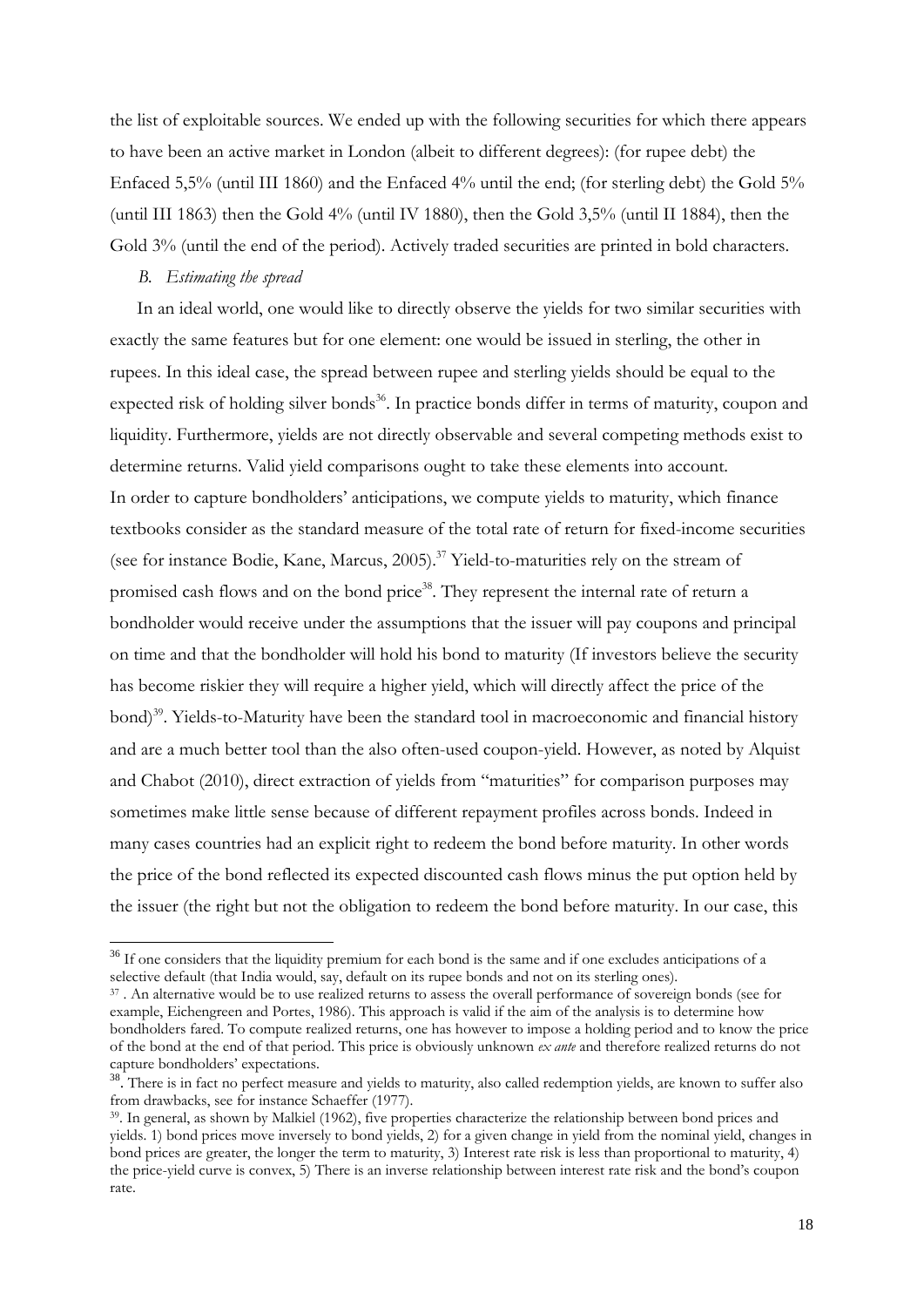the list of exploitable sources. We ended up with the following securities for which there appears to have been an active market in London (albeit to different degrees): (for rupee debt) the Enfaced 5,5% (until III 1860) and the Enfaced 4% until the end; (for sterling debt) the Gold 5% (until III 1863) then the Gold 4% (until IV 1880), then the Gold 3,5% (until II 1884), then the Gold 3% (until the end of the period). Actively traded securities are printed in bold characters.

### *B. Estimating the spread*

In an ideal world, one would like to directly observe the yields for two similar securities with exactly the same features but for one element: one would be issued in sterling, the other in rupees. In this ideal case, the spread between rupee and sterling yields should be equal to the expected risk of holding silver bonds[36]. In practice bonds differ in terms of maturity, coupon and liquidity. Furthermore, yields are not directly observable and several competing methods exist to determine returns. Valid yield comparisons ought to take these elements into account.

In order to capture bondholders' anticipations, we compute yields to maturity, which finance textbooks consider as the standard measure of the total rate of return for fixed-income securities (see for instance Bodie, Kane, Marcus, 2005).[37] Yield-to-maturities rely on the stream of promised cash flows and on the bond price[38]. They represent the internal rate of return a bondholder would receive under the assumptions that the issuer will pay coupons and principal on time and that the bondholder will hold his bond to maturity (If investors believe the security has become riskier they will require a higher yield, which will directly affect the price of the bond)[39]. Yields-to-Maturity have been the standard tool in macroeconomic and financial history and are a much better tool than the also often-used coupon-yield. However, as noted by Alquist and Chabot (2010), direct extraction of yields from "maturities" for comparison purposes may sometimes make little sense because of different repayment profiles across bonds. Indeed in many cases countries had an explicit right to redeem the bond before maturity. In other words the price of the bond reflected its expected discounted cash flows minus the put option held by the issuer (the right but not the obligation to redeem the bond before maturity. In our case, this

---

[36] If one considers that the liquidity premium for each bond is the same and if one excludes anticipations of a selective default (that India would, say, default on its rupee bonds and not on its sterling ones).

[37] . An alternative would be to use realized returns to assess the overall performance of sovereign bonds (see for example, Eichengreen and Portes, 1986). This approach is valid if the aim of the analysis is to determine how bondholders fared. To compute realized returns, one has however to impose a holding period and to know the price of the bond at the end of that period. This price is obviously unknown *ex ante* and therefore realized returns do not capture bondholders' expectations.

[38]. There is in fact no perfect measure and yields to maturity, also called redemption yields, are known to suffer also from drawbacks, see for instance Schaeffer (1977).

[39]. In general, as shown by Malkiel (1962), five properties characterize the relationship between bond prices and yields. 1) bond prices move inversely to bond yields, 2) for a given change in yield from the nominal yield, changes in bond prices are greater, the longer the term to maturity, 3) Interest rate risk is less than proportional to maturity, 4) the price-yield curve is convex, 5) There is an inverse relationship between interest rate risk and the bond's coupon rate.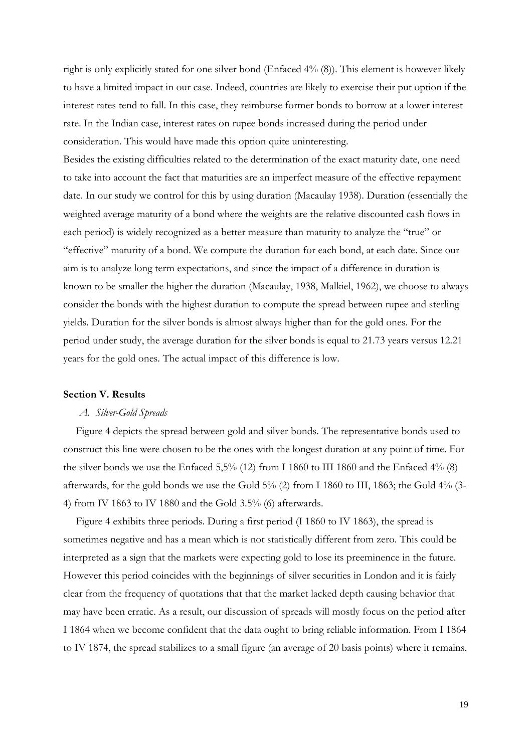right is only explicitly stated for one silver bond (Enfaced 4% (8)). This element is however likely to have a limited impact in our case. Indeed, countries are likely to exercise their put option if the interest rates tend to fall. In this case, they reimburse former bonds to borrow at a lower interest rate. In the Indian case, interest rates on rupee bonds increased during the period under consideration. This would have made this option quite uninteresting.

Besides the existing difficulties related to the determination of the exact maturity date, one need to take into account the fact that maturities are an imperfect measure of the effective repayment date. In our study we control for this by using duration (Macaulay 1938). Duration (essentially the weighted average maturity of a bond where the weights are the relative discounted cash flows in each period) is widely recognized as a better measure than maturity to analyze the "true" or "effective" maturity of a bond. We compute the duration for each bond, at each date. Since our aim is to analyze long term expectations, and since the impact of a difference in duration is known to be smaller the higher the duration (Macaulay, 1938, Malkiel, 1962), we choose to always consider the bonds with the highest duration to compute the spread between rupee and sterling yields. Duration for the silver bonds is almost always higher than for the gold ones. For the period under study, the average duration for the silver bonds is equal to 21.73 years versus 12.21 years for the gold ones. The actual impact of this difference is low.

**Section V. Results**

*A. Silver-Gold Spreads*

Figure 4 depicts the spread between gold and silver bonds. The representative bonds used to construct this line were chosen to be the ones with the longest duration at any point of time. For the silver bonds we use the Enfaced 5,5% (12) from I 1860 to III 1860 and the Enfaced 4% (8) afterwards, for the gold bonds we use the Gold 5% (2) from I 1860 to III, 1863; the Gold 4% (3-4) from IV 1863 to IV 1880 and the Gold 3.5% (6) afterwards.

Figure 4 exhibits three periods. During a first period (I 1860 to IV 1863), the spread is sometimes negative and has a mean which is not statistically different from zero. This could be interpreted as a sign that the markets were expecting gold to lose its preeminence in the future. However this period coincides with the beginnings of silver securities in London and it is fairly clear from the frequency of quotations that that the market lacked depth causing behavior that may have been erratic. As a result, our discussion of spreads will mostly focus on the period after I 1864 when we become confident that the data ought to bring reliable information. From I 1864 to IV 1874, the spread stabilizes to a small figure (an average of 20 basis points) where it remains.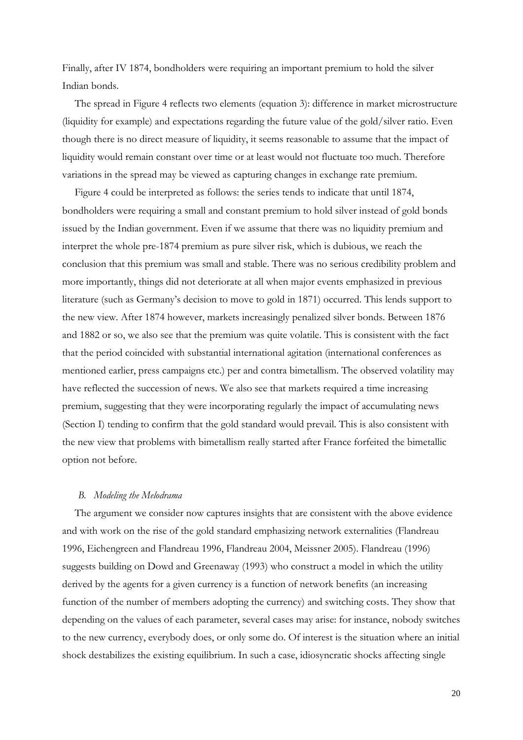Finally, after IV 1874, bondholders were requiring an important premium to hold the silver Indian bonds.

The spread in Figure 4 reflects two elements (equation 3): difference in market microstructure (liquidity for example) and expectations regarding the future value of the gold/silver ratio. Even though there is no direct measure of liquidity, it seems reasonable to assume that the impact of liquidity would remain constant over time or at least would not fluctuate too much. Therefore variations in the spread may be viewed as capturing changes in exchange rate premium.

Figure 4 could be interpreted as follows: the series tends to indicate that until 1874, bondholders were requiring a small and constant premium to hold silver instead of gold bonds issued by the Indian government. Even if we assume that there was no liquidity premium and interpret the whole pre-1874 premium as pure silver risk, which is dubious, we reach the conclusion that this premium was small and stable. There was no serious credibility problem and more importantly, things did not deteriorate at all when major events emphasized in previous literature (such as Germany's decision to move to gold in 1871) occurred. This lends support to the new view. After 1874 however, markets increasingly penalized silver bonds. Between 1876 and 1882 or so, we also see that the premium was quite volatile. This is consistent with the fact that the period coincided with substantial international agitation (international conferences as mentioned earlier, press campaigns etc.) per and contra bimetallism. The observed volatility may have reflected the succession of news. We also see that markets required a time increasing premium, suggesting that they were incorporating regularly the impact of accumulating news (Section I) tending to confirm that the gold standard would prevail. This is also consistent with the new view that problems with bimetallism really started after France forfeited the bimetallic option not before.

### *B. Modeling the Melodrama*

The argument we consider now captures insights that are consistent with the above evidence and with work on the rise of the gold standard emphasizing network externalities (Flandreau 1996, Eichengreen and Flandreau 1996, Flandreau 2004, Meissner 2005). Flandreau (1996) suggests building on Dowd and Greenaway (1993) who construct a model in which the utility derived by the agents for a given currency is a function of network benefits (an increasing function of the number of members adopting the currency) and switching costs. They show that depending on the values of each parameter, several cases may arise: for instance, nobody switches to the new currency, everybody does, or only some do. Of interest is the situation where an initial shock destabilizes the existing equilibrium. In such a case, idiosyncratic shocks affecting single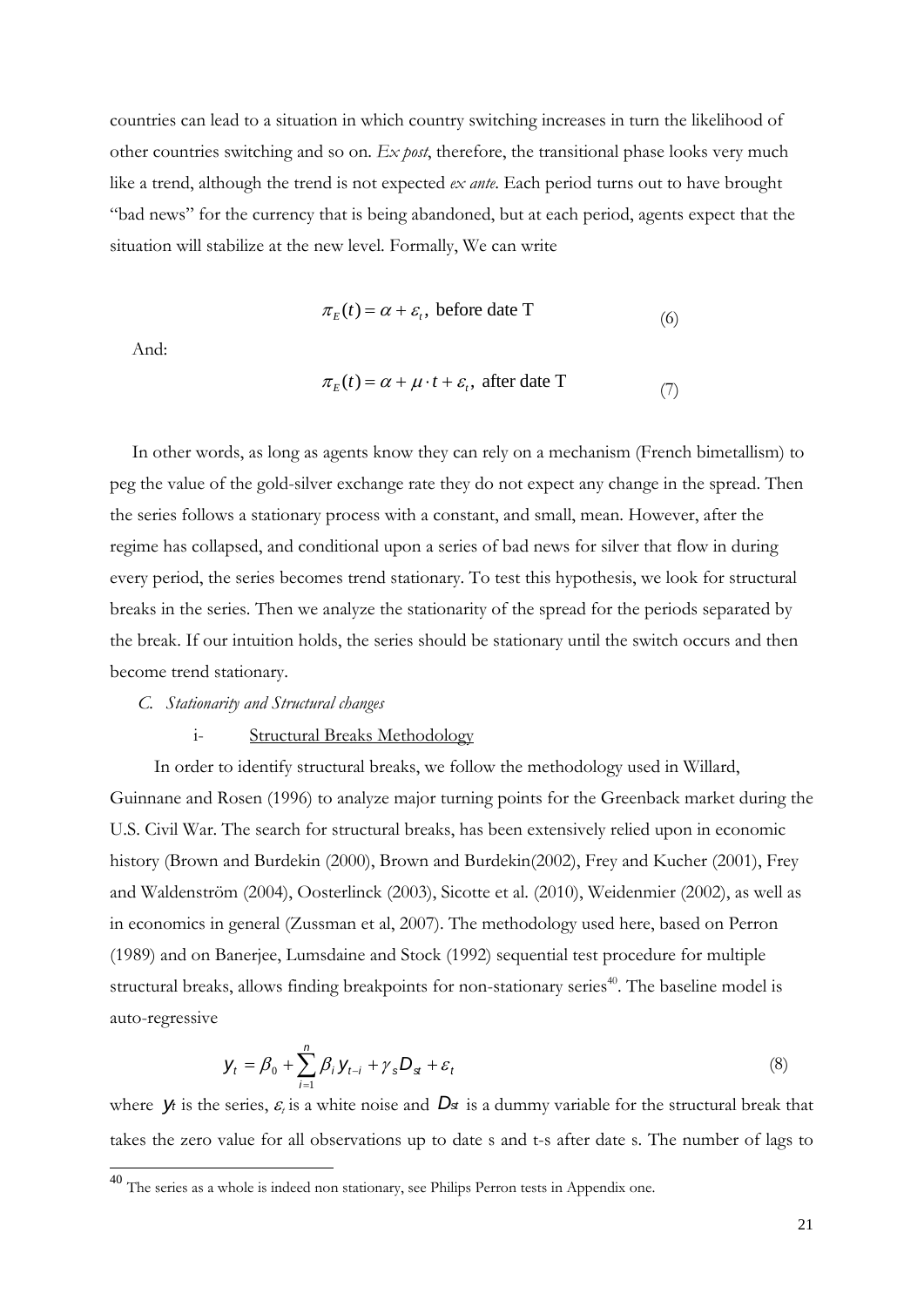countries can lead to a situation in which country switching increases in turn the likelihood of other countries switching and so on. *Ex post*, therefore, the transitional phase looks very much like a trend, although the trend is not expected *ex ante*. Each period turns out to have brought "bad news" for the currency that is being abandoned, but at each period, agents expect that the situation will stabilize at the new level. Formally, We can write

$$\pi_E(t) = \alpha + \varepsilon_t, \text{ before date T} \tag{6}$$

And:

$$\pi_E(t) = \alpha + \mu \cdot t + \varepsilon_t, \text{ after date T} \tag{7}$$

In other words, as long as agents know they can rely on a mechanism (French bimetallism) to peg the value of the gold-silver exchange rate they do not expect any change in the spread. Then the series follows a stationary process with a constant, and small, mean. However, after the regime has collapsed, and conditional upon a series of bad news for silver that flow in during every period, the series becomes trend stationary. To test this hypothesis, we look for structural breaks in the series. Then we analyze the stationarity of the spread for the periods separated by the break. If our intuition holds, the series should be stationary until the switch occurs and then become trend stationary.

### *C. Stationarity and Structural changes*

#### i- Structural Breaks Methodology

In order to identify structural breaks, we follow the methodology used in Willard, Guinnane and Rosen (1996) to analyze major turning points for the Greenback market during the U.S. Civil War. The search for structural breaks, has been extensively relied upon in economic history (Brown and Burdekin (2000), Brown and Burdekin(2002), Frey and Kucher (2001), Frey and Waldenström (2004), Oosterlinck (2003), Sicotte et al. (2010), Weidenmier (2002), as well as in economics in general (Zussman et al, 2007). The methodology used here, based on Perron (1989) and on Banerjee, Lumsdaine and Stock (1992) sequential test procedure for multiple structural breaks, allows finding breakpoints for non-stationary series[40]. The baseline model is auto-regressive

$$y_t = \beta_0 + \sum_{i=1}^{n} \beta_i y_{t-i} + \gamma_s D_{st} + \varepsilon_t \tag{8}$$

where $y_t$ is the series, $\varepsilon_t$ is a white noise and $D_{st}$ is a dummy variable for the structural break that takes the zero value for all observations up to date s and t-s after date s. The number of lags to

[40] The series as a whole is indeed non stationary, see Philips Perron tests in Appendix one.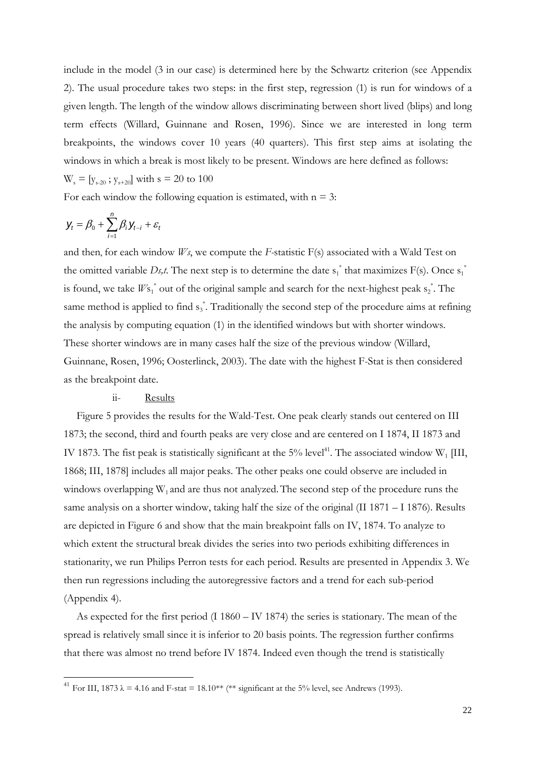include in the model (3 in our case) is determined here by the Schwartz criterion (see Appendix 2). The usual procedure takes two steps: in the first step, regression (1) is run for windows of a given length. The length of the window allows discriminating between short lived (blips) and long term effects (Willard, Guinnane and Rosen, 1996). Since we are interested in long term breakpoints, the windows cover 10 years (40 quarters). This first step aims at isolating the windows in which a break is most likely to be present. Windows are here defined as follows:

$W_s = [y_{s-20} \; ; \; y_{s+20}]$ with s = 20 to 100

For each window the following equation is estimated, with n = 3:

$$y_t = \beta_0 + \sum_{i=1}^{n} \beta_i y_{t-i} + \varepsilon_t$$

and then, for each window *Ws*, we compute the *F*-statistic F(s) associated with a Wald Test on the omitted variable *Ds,t*. The next step is to determine the date $s_1^*$ that maximizes F(s). Once $s_1^*$ is found, we take $Ws_1^*$ out of the original sample and search for the next-highest peak $s_2^*$. The same method is applied to find $s_3^*$. Traditionally the second step of the procedure aims at refining the analysis by computing equation (1) in the identified windows but with shorter windows. These shorter windows are in many cases half the size of the previous window (Willard, Guinnane, Rosen, 1996; Oosterlinck, 2003). The date with the highest F-Stat is then considered as the breakpoint date.

ii- Results

Figure 5 provides the results for the Wald-Test. One peak clearly stands out centered on III 1873; the second, third and fourth peaks are very close and are centered on I 1874, II 1873 and IV 1873. The fist peak is statistically significant at the 5% level[41]. The associated window $W_1$ [III, 1868; III, 1878] includes all major peaks. The other peaks one could observe are included in windows overlapping $W_1$ and are thus not analyzed. The second step of the procedure runs the same analysis on a shorter window, taking half the size of the original (II 1871 – I 1876). Results are depicted in Figure 6 and show that the main breakpoint falls on IV, 1874. To analyze to which extent the structural break divides the series into two periods exhibiting differences in stationarity, we run Philips Perron tests for each period. Results are presented in Appendix 3. We then run regressions including the autoregressive factors and a trend for each sub-period (Appendix 4).

As expected for the first period (I 1860 – IV 1874) the series is stationary. The mean of the spread is relatively small since it is inferior to 20 basis points. The regression further confirms that there was almost no trend before IV 1874. Indeed even though the trend is statistically

[41] For III, 1873 $\lambda = 4.16$ and F-stat = 18.10** (** significant at the 5% level, see Andrews (1993).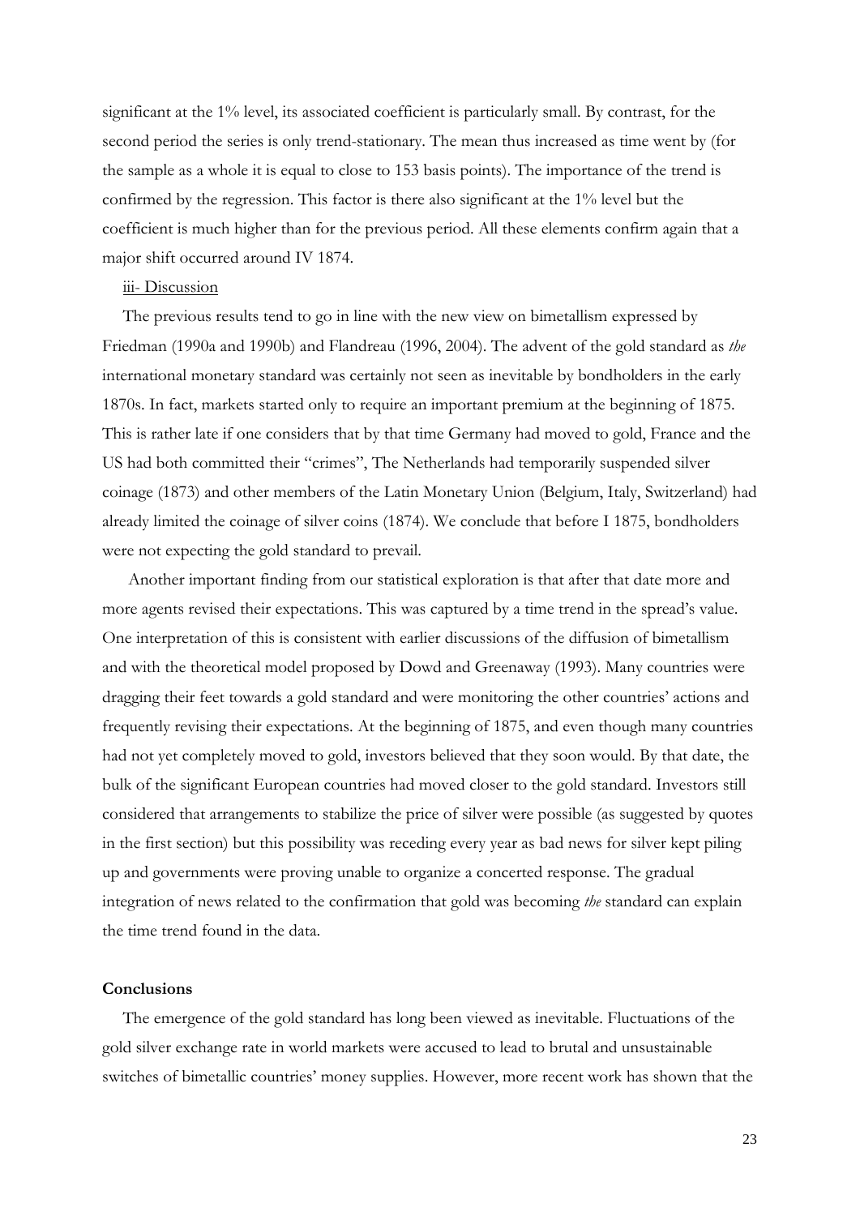significant at the 1% level, its associated coefficient is particularly small. By contrast, for the second period the series is only trend-stationary. The mean thus increased as time went by (for the sample as a whole it is equal to close to 153 basis points). The importance of the trend is confirmed by the regression. This factor is there also significant at the 1% level but the coefficient is much higher than for the previous period. All these elements confirm again that a major shift occurred around IV 1874.

iii- Discussion

The previous results tend to go in line with the new view on bimetallism expressed by Friedman (1990a and 1990b) and Flandreau (1996, 2004). The advent of the gold standard as *the* international monetary standard was certainly not seen as inevitable by bondholders in the early 1870s. In fact, markets started only to require an important premium at the beginning of 1875. This is rather late if one considers that by that time Germany had moved to gold, France and the US had both committed their "crimes", The Netherlands had temporarily suspended silver coinage (1873) and other members of the Latin Monetary Union (Belgium, Italy, Switzerland) had already limited the coinage of silver coins (1874). We conclude that before I 1875, bondholders were not expecting the gold standard to prevail.

Another important finding from our statistical exploration is that after that date more and more agents revised their expectations. This was captured by a time trend in the spread's value. One interpretation of this is consistent with earlier discussions of the diffusion of bimetallism and with the theoretical model proposed by Dowd and Greenaway (1993). Many countries were dragging their feet towards a gold standard and were monitoring the other countries' actions and frequently revising their expectations. At the beginning of 1875, and even though many countries had not yet completely moved to gold, investors believed that they soon would. By that date, the bulk of the significant European countries had moved closer to the gold standard. Investors still considered that arrangements to stabilize the price of silver were possible (as suggested by quotes in the first section) but this possibility was receding every year as bad news for silver kept piling up and governments were proving unable to organize a concerted response. The gradual integration of news related to the confirmation that gold was becoming *the* standard can explain the time trend found in the data.

**Conclusions**

The emergence of the gold standard has long been viewed as inevitable. Fluctuations of the gold silver exchange rate in world markets were accused to lead to brutal and unsustainable switches of bimetallic countries' money supplies. However, more recent work has shown that the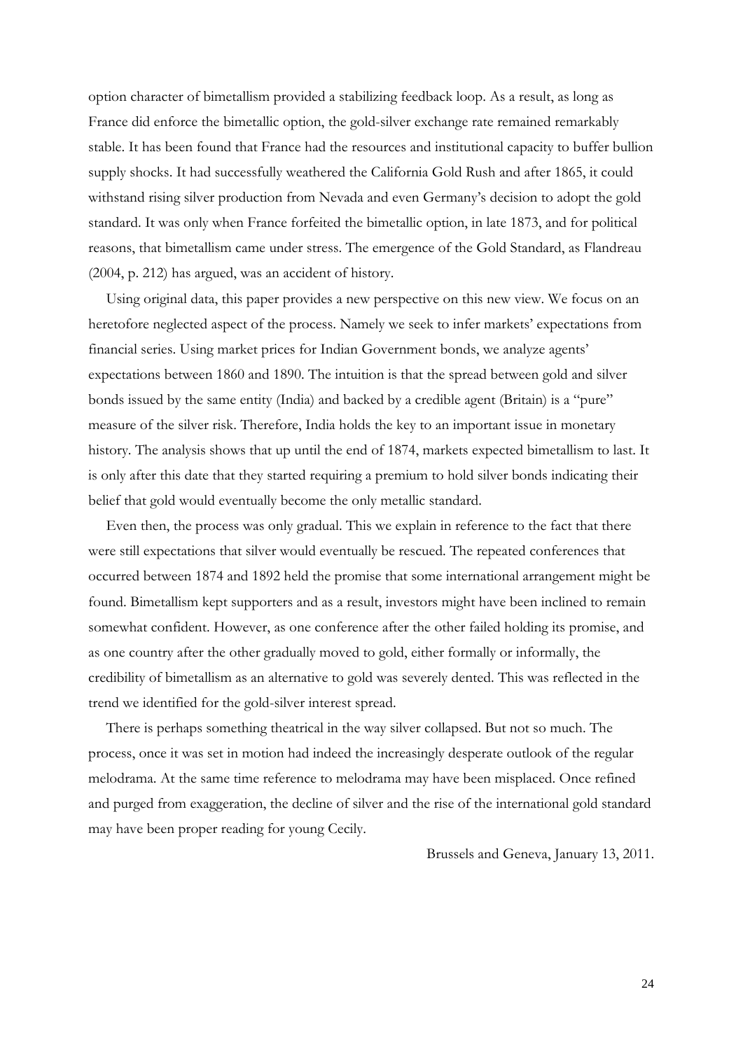option character of bimetallism provided a stabilizing feedback loop. As a result, as long as France did enforce the bimetallic option, the gold-silver exchange rate remained remarkably stable. It has been found that France had the resources and institutional capacity to buffer bullion supply shocks. It had successfully weathered the California Gold Rush and after 1865, it could withstand rising silver production from Nevada and even Germany's decision to adopt the gold standard. It was only when France forfeited the bimetallic option, in late 1873, and for political reasons, that bimetallism came under stress. The emergence of the Gold Standard, as Flandreau (2004, p. 212) has argued, was an accident of history.

Using original data, this paper provides a new perspective on this new view. We focus on an heretofore neglected aspect of the process. Namely we seek to infer markets' expectations from financial series. Using market prices for Indian Government bonds, we analyze agents' expectations between 1860 and 1890. The intuition is that the spread between gold and silver bonds issued by the same entity (India) and backed by a credible agent (Britain) is a "pure" measure of the silver risk. Therefore, India holds the key to an important issue in monetary history. The analysis shows that up until the end of 1874, markets expected bimetallism to last. It is only after this date that they started requiring a premium to hold silver bonds indicating their belief that gold would eventually become the only metallic standard.

Even then, the process was only gradual. This we explain in reference to the fact that there were still expectations that silver would eventually be rescued. The repeated conferences that occurred between 1874 and 1892 held the promise that some international arrangement might be found. Bimetallism kept supporters and as a result, investors might have been inclined to remain somewhat confident. However, as one conference after the other failed holding its promise, and as one country after the other gradually moved to gold, either formally or informally, the credibility of bimetallism as an alternative to gold was severely dented. This was reflected in the trend we identified for the gold-silver interest spread.

There is perhaps something theatrical in the way silver collapsed. But not so much. The process, once it was set in motion had indeed the increasingly desperate outlook of the regular melodrama. At the same time reference to melodrama may have been misplaced. Once refined and purged from exaggeration, the decline of silver and the rise of the international gold standard may have been proper reading for young Cecily.

Brussels and Geneva, January 13, 2011.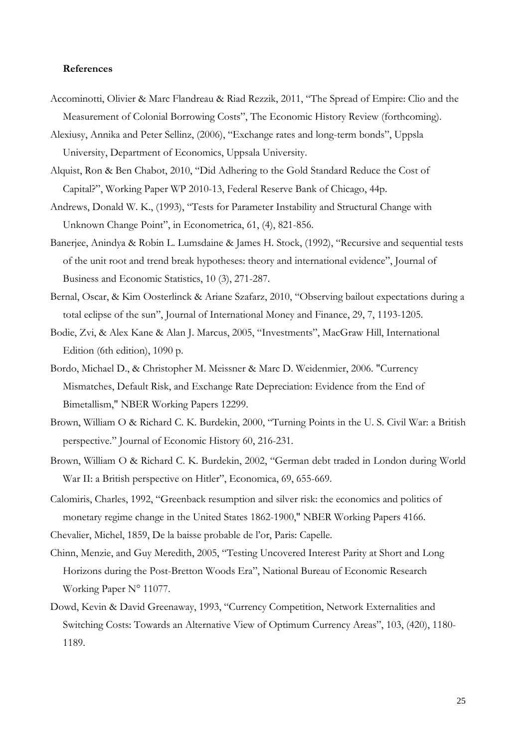**References**

Accominotti, Olivier & Marc Flandreau & Riad Rezzik, 2011, "The Spread of Empire: Clio and the Measurement of Colonial Borrowing Costs", The Economic History Review (forthcoming).

Alexiusy, Annika and Peter Sellinz, (2006), "Exchange rates and long-term bonds", Uppsla University, Department of Economics, Uppsala University.

Alquist, Ron & Ben Chabot, 2010, "Did Adhering to the Gold Standard Reduce the Cost of Capital?", Working Paper WP 2010-13, Federal Reserve Bank of Chicago, 44p.

Andrews, Donald W. K., (1993), "Tests for Parameter Instability and Structural Change with Unknown Change Point", in Econometrica, 61, (4), 821-856.

Banerjee, Anindya & Robin L. Lumsdaine & James H. Stock, (1992), "Recursive and sequential tests of the unit root and trend break hypotheses: theory and international evidence", Journal of Business and Economic Statistics, 10 (3), 271-287.

Bernal, Oscar, & Kim Oosterlinck & Ariane Szafarz, 2010, "Observing bailout expectations during a total eclipse of the sun", Journal of International Money and Finance, 29, 7, 1193-1205.

Bodie, Zvi, & Alex Kane & Alan J. Marcus, 2005, "Investments", MacGraw Hill, International Edition (6th edition), 1090 p.

Bordo, Michael D., & Christopher M. Meissner & Marc D. Weidenmier, 2006. "Currency Mismatches, Default Risk, and Exchange Rate Depreciation: Evidence from the End of Bimetallism," NBER Working Papers 12299.

Brown, William O & Richard C. K. Burdekin, 2000, "Turning Points in the U. S. Civil War: a British perspective." Journal of Economic History 60, 216-231.

Brown, William O & Richard C. K. Burdekin, 2002, "German debt traded in London during World War II: a British perspective on Hitler", Economica, 69, 655-669.

Calomiris, Charles, 1992, "Greenback resumption and silver risk: the economics and politics of monetary regime change in the United States 1862-1900," NBER Working Papers 4166.

Chevalier, Michel, 1859, De la baisse probable de l'or, Paris: Capelle.

Chinn, Menzie, and Guy Meredith, 2005, "Testing Uncovered Interest Parity at Short and Long Horizons during the Post-Bretton Woods Era", National Bureau of Economic Research Working Paper N° 11077.

Dowd, Kevin & David Greenaway, 1993, "Currency Competition, Network Externalities and Switching Costs: Towards an Alternative View of Optimum Currency Areas", 103, (420), 1180-1189.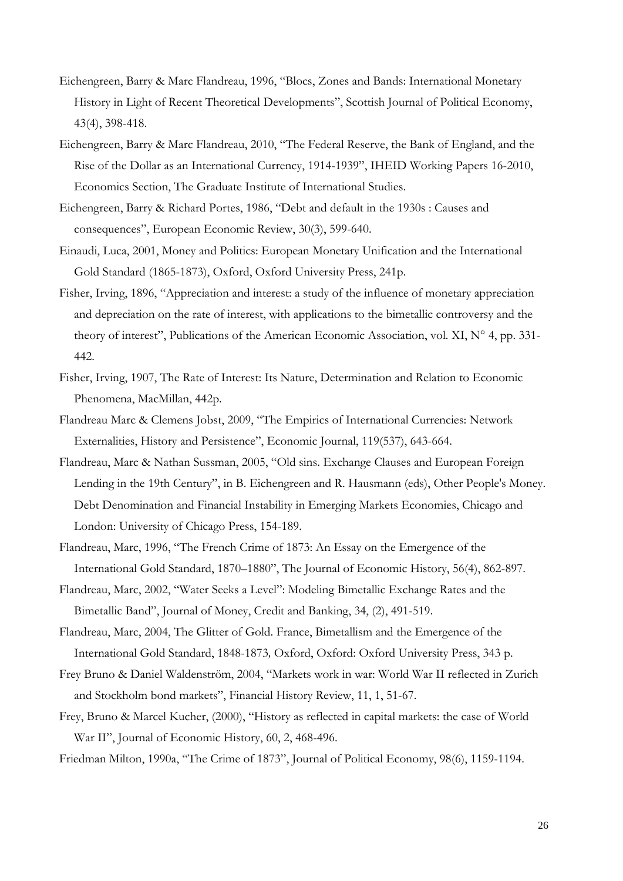Eichengreen, Barry & Marc Flandreau, 1996, "Blocs, Zones and Bands: International Monetary History in Light of Recent Theoretical Developments", Scottish Journal of Political Economy, 43(4), 398-418.

Eichengreen, Barry & Marc Flandreau, 2010, "The Federal Reserve, the Bank of England, and the Rise of the Dollar as an International Currency, 1914-1939", IHEID Working Papers 16-2010, Economics Section, The Graduate Institute of International Studies.

Eichengreen, Barry & Richard Portes, 1986, "Debt and default in the 1930s : Causes and consequences", European Economic Review, 30(3), 599-640.

Einaudi, Luca, 2001, Money and Politics: European Monetary Unification and the International Gold Standard (1865-1873), Oxford, Oxford University Press, 241p.

Fisher, Irving, 1896, "Appreciation and interest: a study of the influence of monetary appreciation and depreciation on the rate of interest, with applications to the bimetallic controversy and the theory of interest", Publications of the American Economic Association, vol. XI, N° 4, pp. 331-442.

Fisher, Irving, 1907, The Rate of Interest: Its Nature, Determination and Relation to Economic Phenomena, MacMillan, 442p.

Flandreau Marc & Clemens Jobst, 2009, "The Empirics of International Currencies: Network Externalities, History and Persistence", Economic Journal, 119(537), 643-664.

Flandreau, Marc & Nathan Sussman, 2005, "Old sins. Exchange Clauses and European Foreign Lending in the 19th Century", in B. Eichengreen and R. Hausmann (eds), Other People's Money. Debt Denomination and Financial Instability in Emerging Markets Economies, Chicago and London: University of Chicago Press, 154-189.

Flandreau, Marc, 1996, "The French Crime of 1873: An Essay on the Emergence of the International Gold Standard, 1870–1880", The Journal of Economic History, 56(4), 862-897.

Flandreau, Marc, 2002, "Water Seeks a Level": Modeling Bimetallic Exchange Rates and the Bimetallic Band", Journal of Money, Credit and Banking, 34, (2), 491-519.

Flandreau, Marc, 2004, The Glitter of Gold. France, Bimetallism and the Emergence of the International Gold Standard, 1848-1873*,* Oxford, Oxford: Oxford University Press, 343 p.

Frey Bruno & Daniel Waldenström, 2004, "Markets work in war: World War II reflected in Zurich and Stockholm bond markets", Financial History Review, 11, 1, 51-67.

Frey, Bruno & Marcel Kucher, (2000), "History as reflected in capital markets: the case of World War II", Journal of Economic History, 60, 2, 468-496.

Friedman Milton, 1990a, "The Crime of 1873", Journal of Political Economy, 98(6), 1159-1194.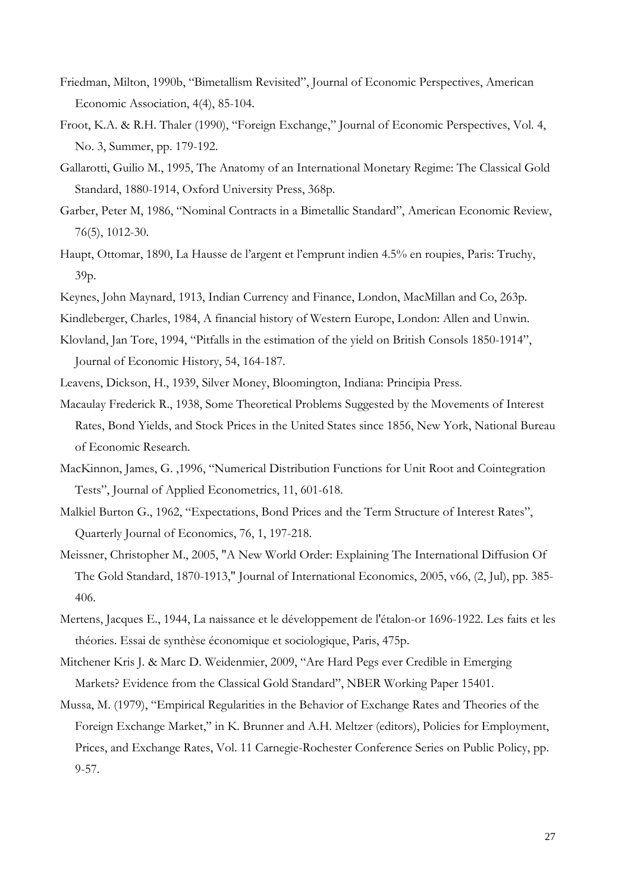Friedman, Milton, 1990b, "Bimetallism Revisited", Journal of Economic Perspectives, American Economic Association, 4(4), 85-104.

Froot, K.A. & R.H. Thaler (1990), "Foreign Exchange," Journal of Economic Perspectives, Vol. 4, No. 3, Summer, pp. 179-192.

Gallarotti, Guilio M., 1995, The Anatomy of an International Monetary Regime: The Classical Gold Standard, 1880-1914, Oxford University Press, 368p.

Garber, Peter M, 1986, "Nominal Contracts in a Bimetallic Standard", American Economic Review, 76(5), 1012-30.

Haupt, Ottomar, 1890, La Hausse de l'argent et l'emprunt indien 4.5% en roupies, Paris: Truchy, 39p.

Keynes, John Maynard, 1913, Indian Currency and Finance, London, MacMillan and Co, 263p.

Kindleberger, Charles, 1984, A financial history of Western Europe, London: Allen and Unwin.

Klovland, Jan Tore, 1994, "Pitfalls in the estimation of the yield on British Consols 1850-1914", Journal of Economic History, 54, 164-187.

Leavens, Dickson, H., 1939, Silver Money, Bloomington, Indiana: Principia Press.

Macaulay Frederick R., 1938, Some Theoretical Problems Suggested by the Movements of Interest Rates, Bond Yields, and Stock Prices in the United States since 1856, New York, National Bureau of Economic Research.

MacKinnon, James, G. ,1996, "Numerical Distribution Functions for Unit Root and Cointegration Tests", Journal of Applied Econometrics, 11, 601-618.

Malkiel Burton G., 1962, "Expectations, Bond Prices and the Term Structure of Interest Rates", Quarterly Journal of Economics, 76, 1, 197-218.

Meissner, Christopher M., 2005, "A New World Order: Explaining The International Diffusion Of The Gold Standard, 1870-1913," Journal of International Economics, 2005, v66, (2, Jul), pp. 385-406.

Mertens, Jacques E., 1944, La naissance et le développement de l'étalon-or 1696-1922. Les faits et les théories. Essai de synthèse économique et sociologique, Paris, 475p.

Mitchener Kris J. & Marc D. Weidenmier, 2009, "Are Hard Pegs ever Credible in Emerging Markets? Evidence from the Classical Gold Standard", NBER Working Paper 15401.

Mussa, M. (1979), "Empirical Regularities in the Behavior of Exchange Rates and Theories of the Foreign Exchange Market," in K. Brunner and A.H. Meltzer (editors), Policies for Employment, Prices, and Exchange Rates, Vol. 11 Carnegie-Rochester Conference Series on Public Policy, pp. 9-57.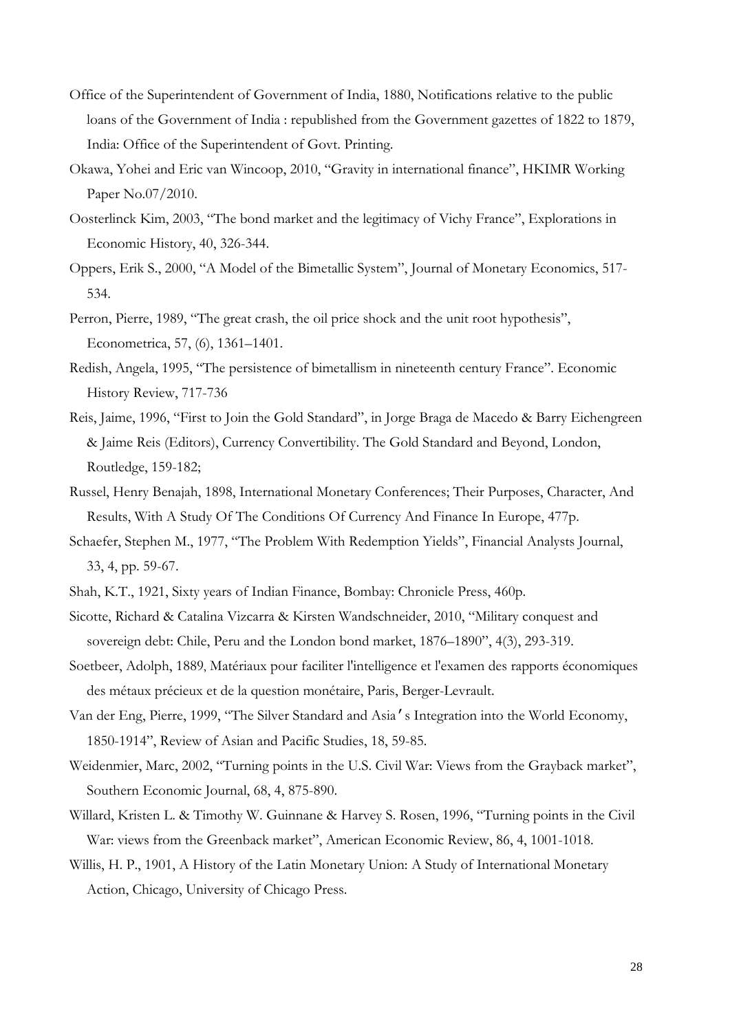Office of the Superintendent of Government of India, 1880, Notifications relative to the public loans of the Government of India : republished from the Government gazettes of 1822 to 1879, India: Office of the Superintendent of Govt. Printing.

Okawa, Yohei and Eric van Wincoop, 2010, "Gravity in international finance", HKIMR Working Paper No.07/2010.

Oosterlinck Kim, 2003, "The bond market and the legitimacy of Vichy France", Explorations in Economic History, 40, 326-344.

Oppers, Erik S., 2000, "A Model of the Bimetallic System", Journal of Monetary Economics, 517-534.

Perron, Pierre, 1989, "The great crash, the oil price shock and the unit root hypothesis", Econometrica, 57, (6), 1361–1401.

Redish, Angela, 1995, "The persistence of bimetallism in nineteenth century France". Economic History Review, 717-736

Reis, Jaime, 1996, "First to Join the Gold Standard", in Jorge Braga de Macedo & Barry Eichengreen & Jaime Reis (Editors), Currency Convertibility. The Gold Standard and Beyond, London, Routledge, 159-182;

Russel, Henry Benajah, 1898, International Monetary Conferences; Their Purposes, Character, And Results, With A Study Of The Conditions Of Currency And Finance In Europe, 477p.

Schaefer, Stephen M., 1977, "The Problem With Redemption Yields", Financial Analysts Journal, 33, 4, pp. 59-67.

Shah, K.T., 1921, Sixty years of Indian Finance, Bombay: Chronicle Press, 460p.

Sicotte, Richard & Catalina Vizcarra & Kirsten Wandschneider, 2010, "Military conquest and sovereign debt: Chile, Peru and the London bond market, 1876–1890", 4(3), 293-319.

Soetbeer, Adolph, 1889, Matériaux pour faciliter l'intelligence et l'examen des rapports économiques des métaux précieux et de la question monétaire, Paris, Berger-Levrault.

Van der Eng, Pierre, 1999, "The Silver Standard and Asia's Integration into the World Economy, 1850-1914", Review of Asian and Pacific Studies, 18, 59-85.

Weidenmier, Marc, 2002, "Turning points in the U.S. Civil War: Views from the Grayback market", Southern Economic Journal, 68, 4, 875-890.

Willard, Kristen L. & Timothy W. Guinnane & Harvey S. Rosen, 1996, "Turning points in the Civil War: views from the Greenback market", American Economic Review, 86, 4, 1001-1018.

Willis, H. P., 1901, A History of the Latin Monetary Union: A Study of International Monetary Action, Chicago, University of Chicago Press.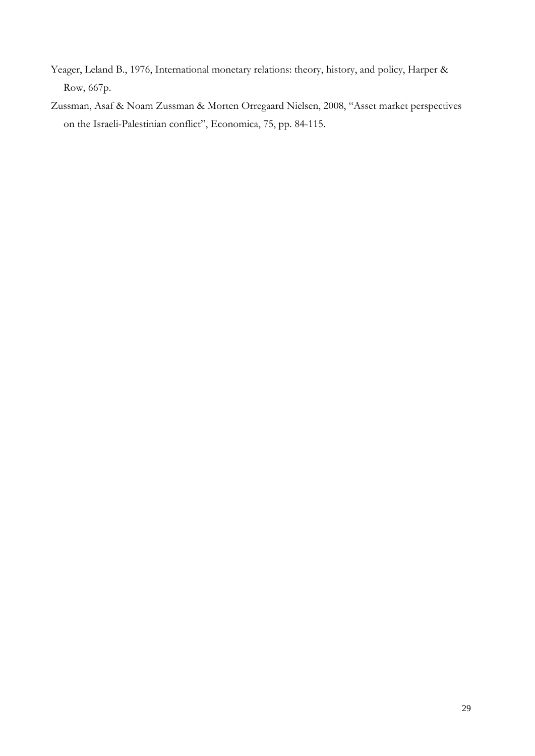Yeager, Leland B., 1976, International monetary relations: theory, history, and policy, Harper & Row, 667p.

Zussman, Asaf & Noam Zussman & Morten Orregaard Nielsen, 2008, "Asset market perspectives on the Israeli-Palestinian conflict", Economica, 75, pp. 84-115.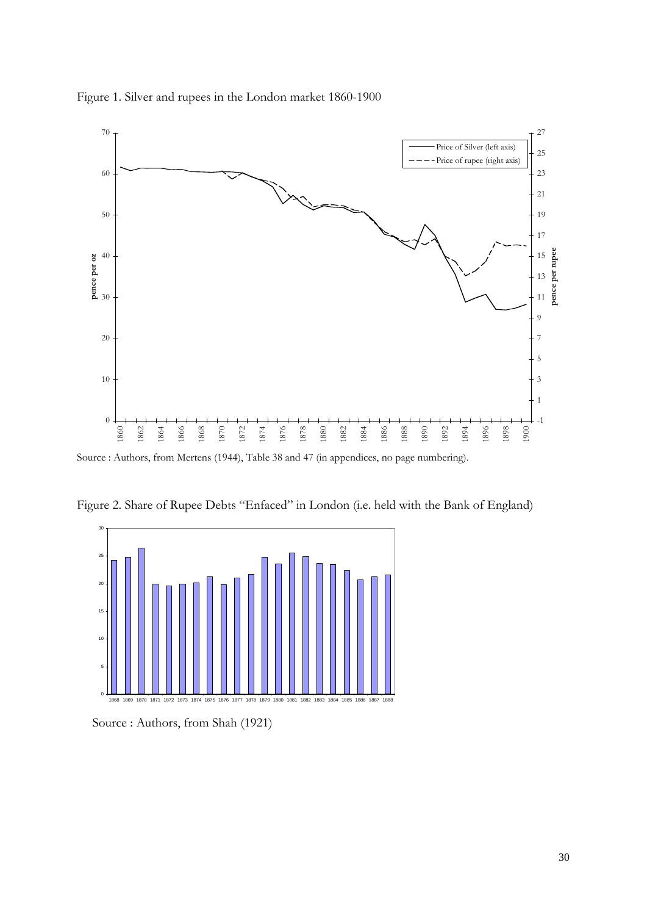Figure 1. Silver and rupees in the London market 1860-1900

Source : Authors, from Mertens (1944), Table 38 and 47 (in appendices, no page numbering).

Figure 2. Share of Rupee Debts "Enfaced" in London (i.e. held with the Bank of England)

Source : Authors, from Shah (1921)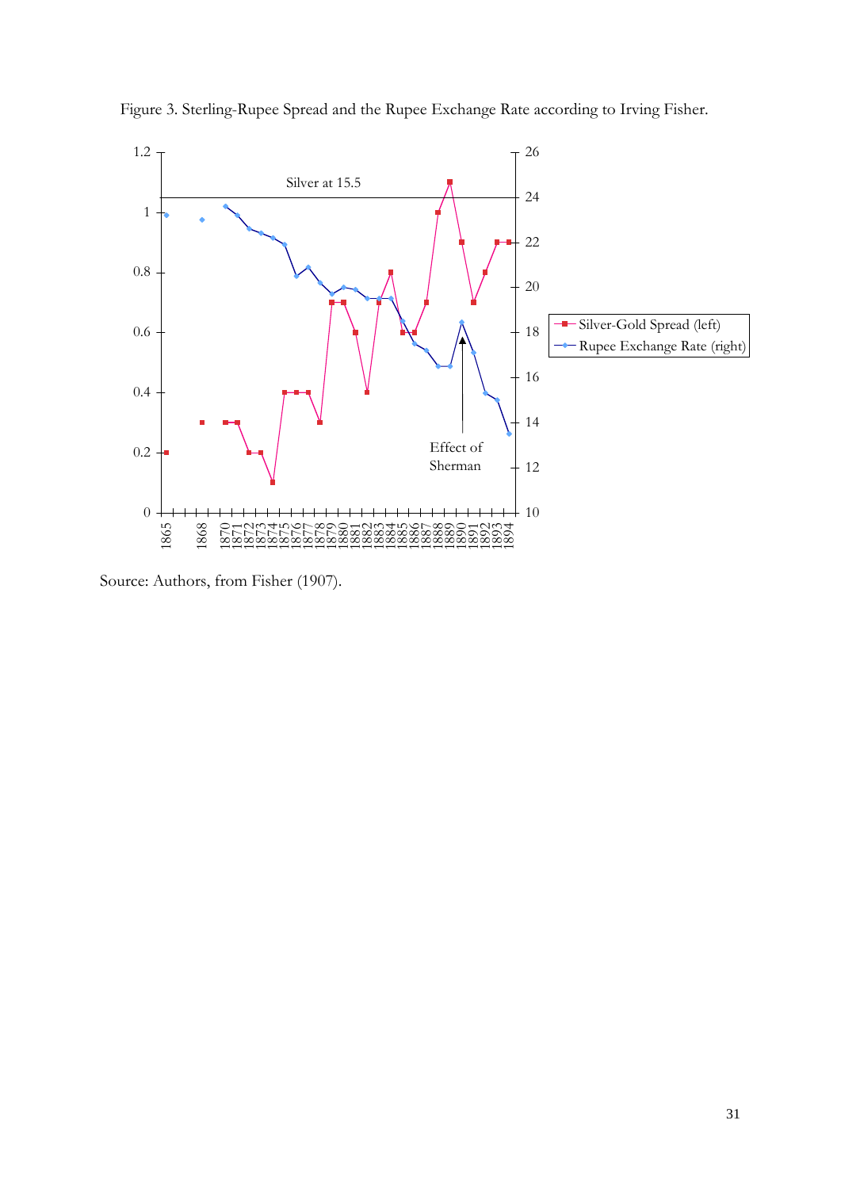Figure 3. Sterling-Rupee Spread and the Rupee Exchange Rate according to Irving Fisher.

Source: Authors, from Fisher (1907).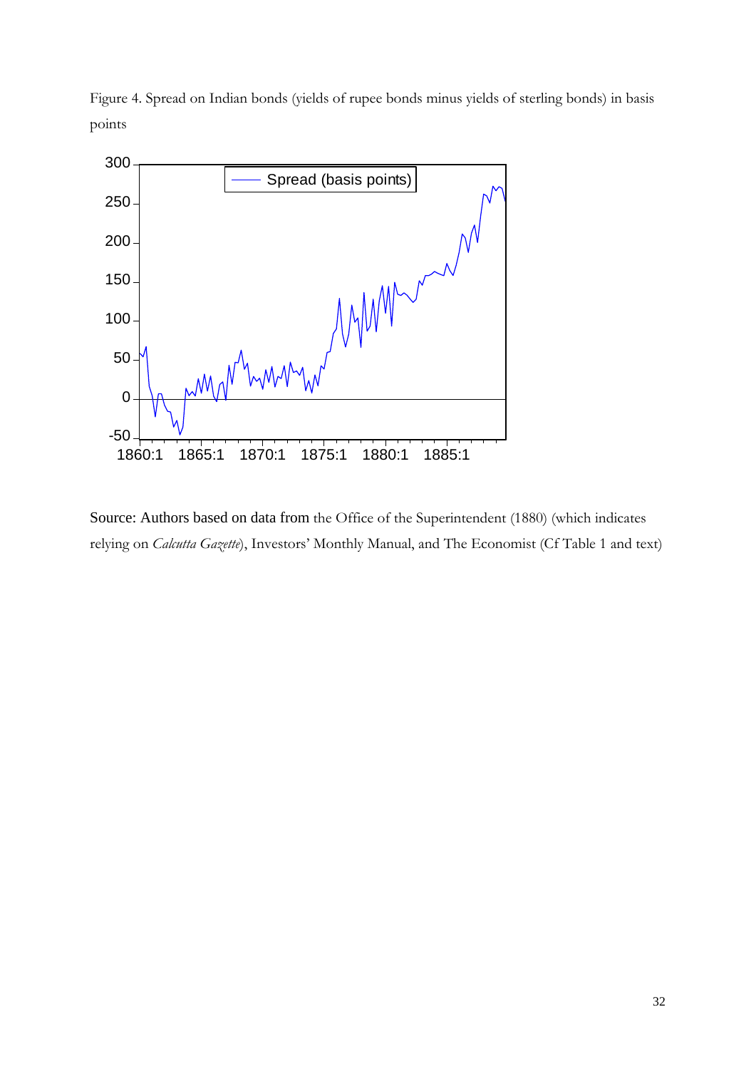Figure 4. Spread on Indian bonds (yields of rupee bonds minus yields of sterling bonds) in basis points

Source: Authors based on data from the Office of the Superintendent (1880) (which indicates relying on *Calcutta Gazette*), Investors' Monthly Manual, and The Economist (Cf Table 1 and text)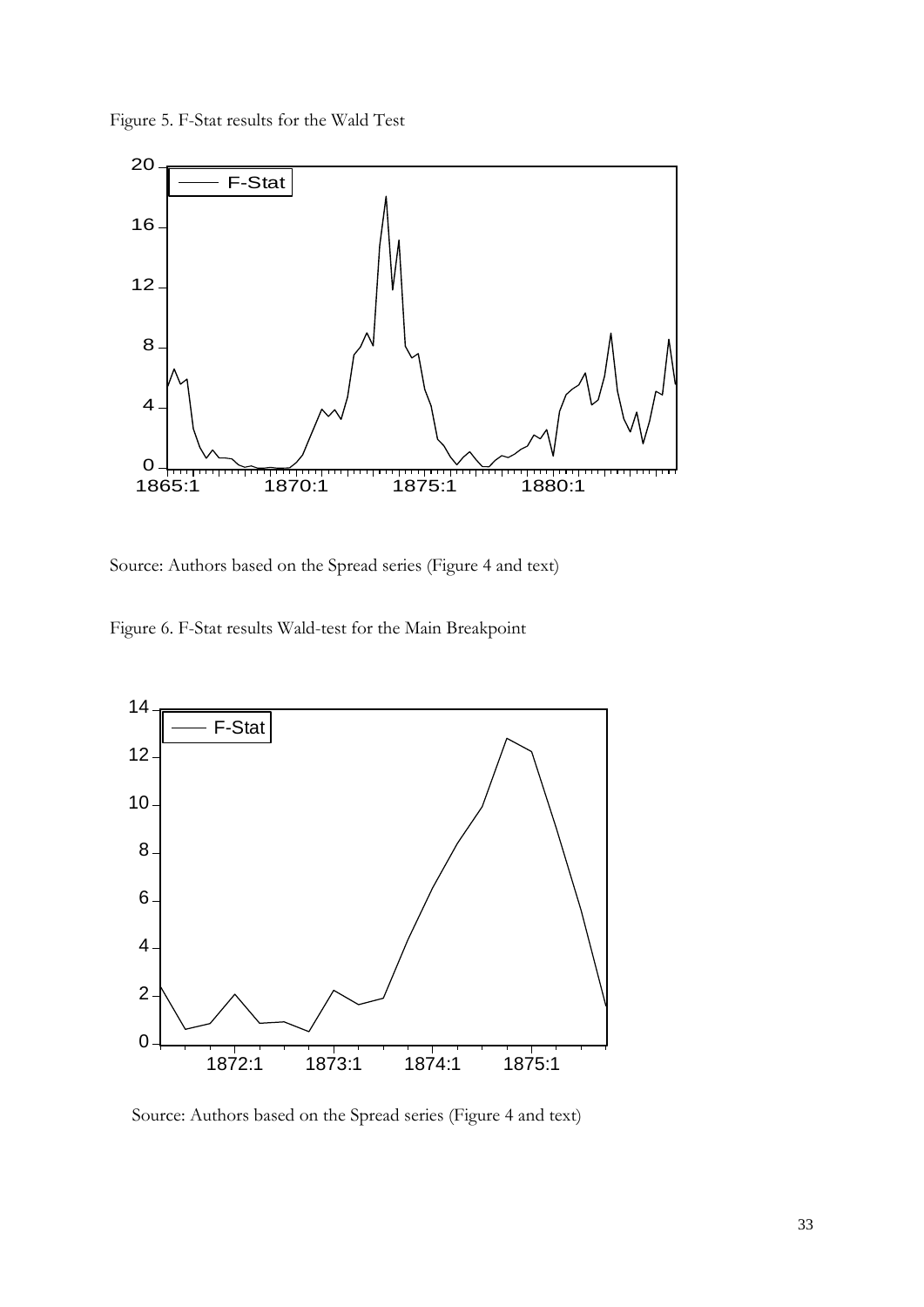Figure 5. F-Stat results for the Wald Test

Source: Authors based on the Spread series (Figure 4 and text)

Figure 6. F-Stat results Wald-test for the Main Breakpoint

Source: Authors based on the Spread series (Figure 4 and text)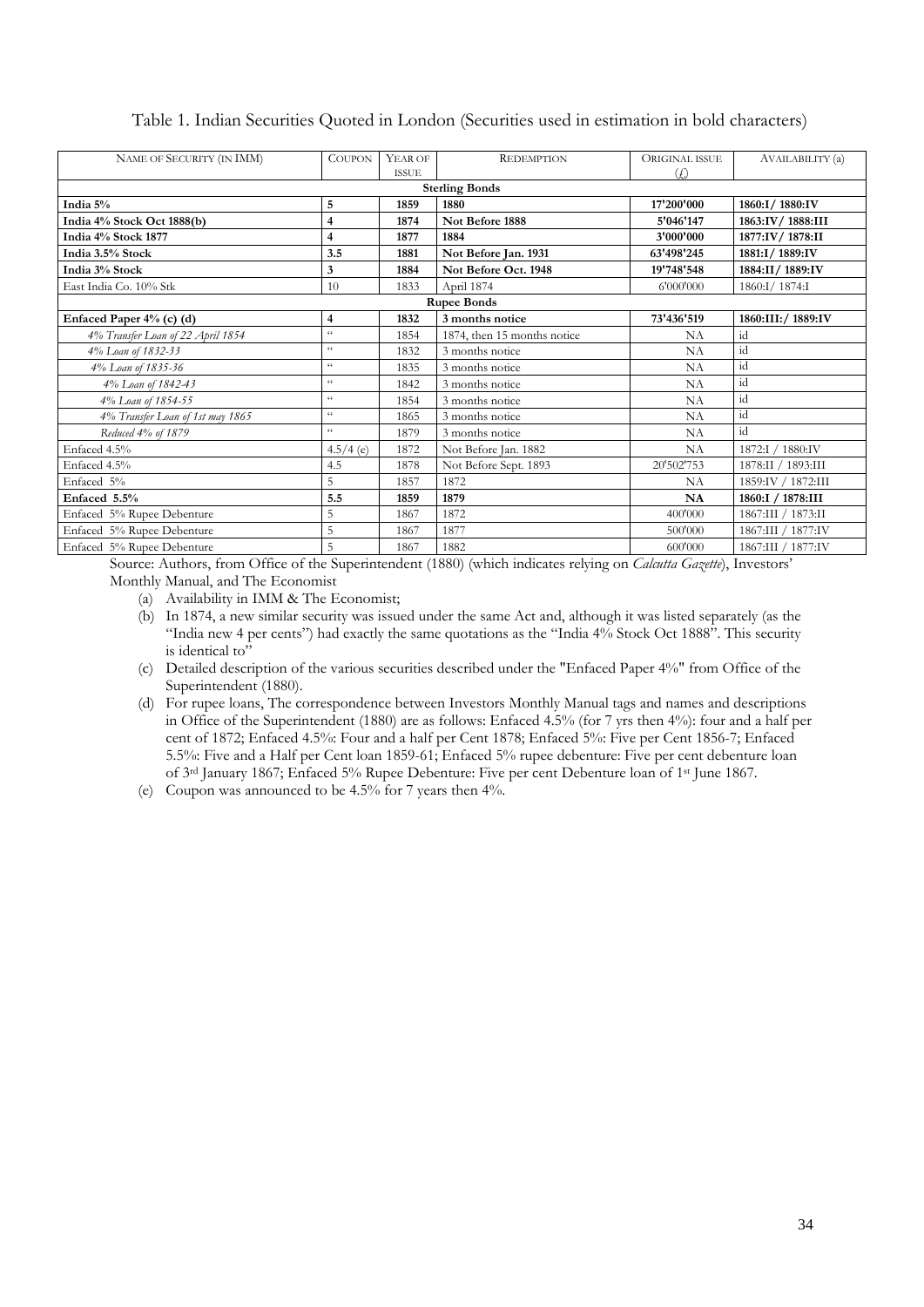Table 1. Indian Securities Quoted in London (Securities used in estimation in bold characters)

| NAME OF SECURITY (IN IMM) | COUPON | YEAR OF ISSUE | REDEMPTION | ORIGINAL ISSUE (£) | AVAILABILITY (a) |
|---|---|---|---|---|---|
| **Sterling Bonds** | | | | | |
| **India 5%** | **5** | **1859** | **1880** | **17'200'000** | **1860:I/ 1880:IV** |
| **India 4% Stock Oct 1888(b)** | **4** | **1874** | **Not Before 1888** | **5'046'147** | **1863:IV/ 1888:III** |
| **India 4% Stock 1877** | **4** | **1877** | **1884** | **3'000'000** | **1877:IV/ 1878:II** |
| **India 3.5% Stock** | **3.5** | **1881** | **Not Before Jan. 1931** | **63'498'245** | **1881:I/ 1889:IV** |
| **India 3% Stock** | **3** | **1884** | **Not Before Oct. 1948** | **19'748'548** | **1884:II/ 1889:IV** |
| East India Co. 10% Stk | 10 | 1833 | April 1874 | 6'000'000 | 1860:I/ 1874:I |
| **Rupee Bonds** | | | | | |
| **Enfaced Paper 4% (c) (d)** | **4** | **1832** | **3 months notice** | **73'436'519** | **1860:III:/ 1889:IV** |
| *4% Transfer Loan of 22 April 1854* | " | 1854 | 1874, then 15 months notice | NA | id |
| *4% Loan of 1832-33* | " | 1832 | 3 months notice | NA | id |
| *4% Loan of 1835-36* | " | 1835 | 3 months notice | NA | id |
| *4% Loan of 1842-43* | " | 1842 | 3 months notice | NA | id |
| *4% Loan of 1854-55* | " | 1854 | 3 months notice | NA | id |
| *4% Transfer Loan of 1st may 1865* | " | 1865 | 3 months notice | NA | id |
| *Reduced 4% of 1879* | " | 1879 | 3 months notice | NA | id |
| Enfaced 4.5% | 4.5/4 (e) | 1872 | Not Before Jan. 1882 | NA | 1872:I / 1880:IV |
| Enfaced 4.5% | 4.5 | 1878 | Not Before Sept. 1893 | 20'502'753 | 1878:II / 1893:III |
| Enfaced 5% | 5 | 1857 | 1872 | NA | 1859:IV / 1872:III |
| **Enfaced 5.5%** | **5.5** | **1859** | **1879** | **NA** | **1860:I / 1878:III** |
| Enfaced 5% Rupee Debenture | 5 | 1867 | 1872 | 400'000 | 1867:III / 1873:II |
| Enfaced 5% Rupee Debenture | 5 | 1867 | 1877 | 500'000 | 1867:III / 1877:IV |
| Enfaced 5% Rupee Debenture | 5 | 1867 | 1882 | 600'000 | 1867:III / 1877:IV |

Source: Authors, from Office of the Superintendent (1880) (which indicates relying on *Calcutta Gazette*), Investors' Monthly Manual, and The Economist

(a) Availability in IMM & The Economist;
(b) In 1874, a new similar security was issued under the same Act and, although it was listed separately (as the "India new 4 per cents") had exactly the same quotations as the "India 4% Stock Oct 1888". This security is identical to"
(c) Detailed description of the various securities described under the "Enfaced Paper 4%" from Office of the Superintendent (1880).
(d) For rupee loans, The correspondence between Investors Monthly Manual tags and names and descriptions in Office of the Superintendent (1880) are as follows: Enfaced 4.5% (for 7 yrs then 4%): four and a half per cent of 1872; Enfaced 4.5%: Four and a half per Cent 1878; Enfaced 5%: Five per Cent 1856-7; Enfaced 5.5%: Five and a Half per Cent loan 1859-61; Enfaced 5% rupee debenture: Five per cent debenture loan of 3rd January 1867; Enfaced 5% Rupee Debenture: Five per cent Debenture loan of 1st June 1867.
(e) Coupon was announced to be 4.5% for 7 years then 4%.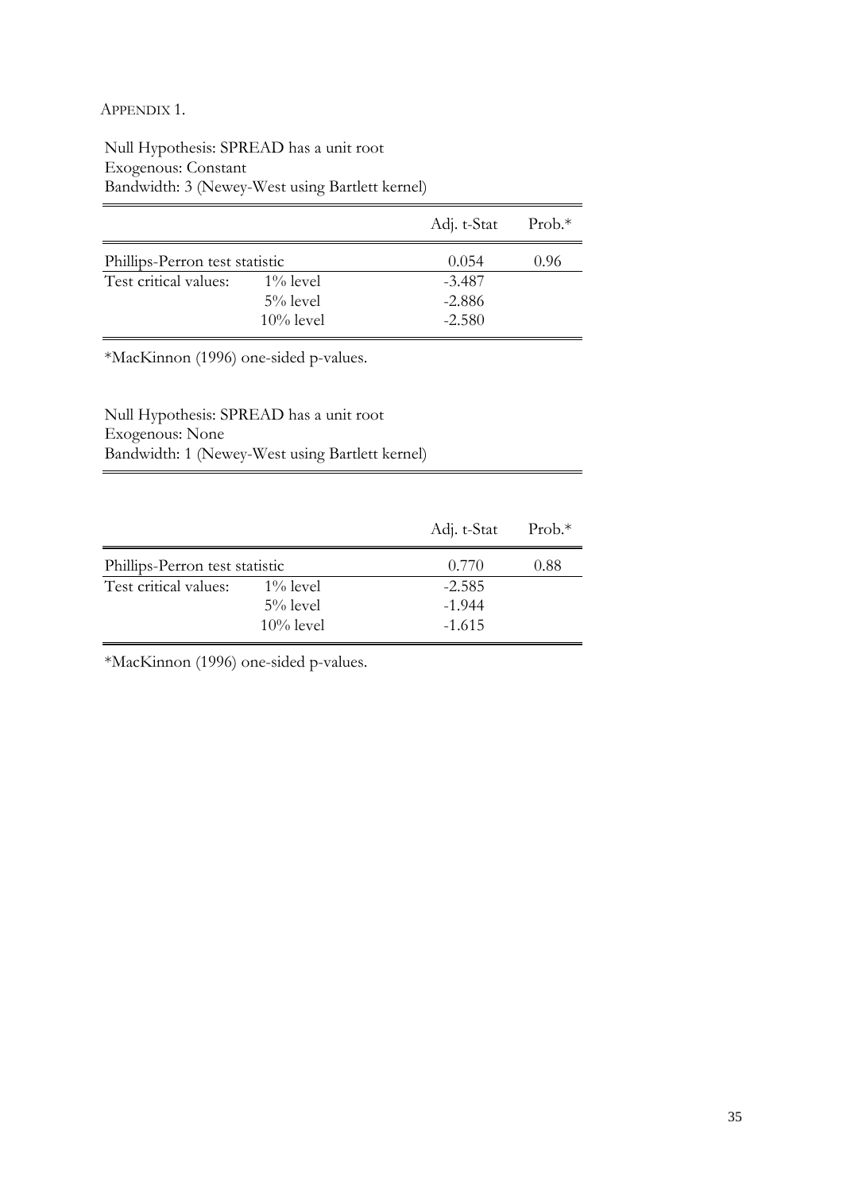APPENDIX 1.

Null Hypothesis: SPREAD has a unit root
Exogenous: Constant
Bandwidth: 3 (Newey-West using Bartlett kernel)

| | | Adj. t-Stat | Prob.* |
|---|---|---|---|
| Phillips-Perron test statistic | | 0.054 | 0.96 |
| Test critical values: | 1% level | -3.487 | |
| | 5% level | -2.886 | |
| | 10% level | -2.580 | |

*MacKinnon (1996) one-sided p-values.

Null Hypothesis: SPREAD has a unit root
Exogenous: None
Bandwidth: 1 (Newey-West using Bartlett kernel)

| | | Adj. t-Stat | Prob.* |
|---|---|---|---|
| Phillips-Perron test statistic | | 0.770 | 0.88 |
| Test critical values: | 1% level | -2.585 | |
| | 5% level | -1.944 | |
| | 10% level | -1.615 | |

*MacKinnon (1996) one-sided p-values.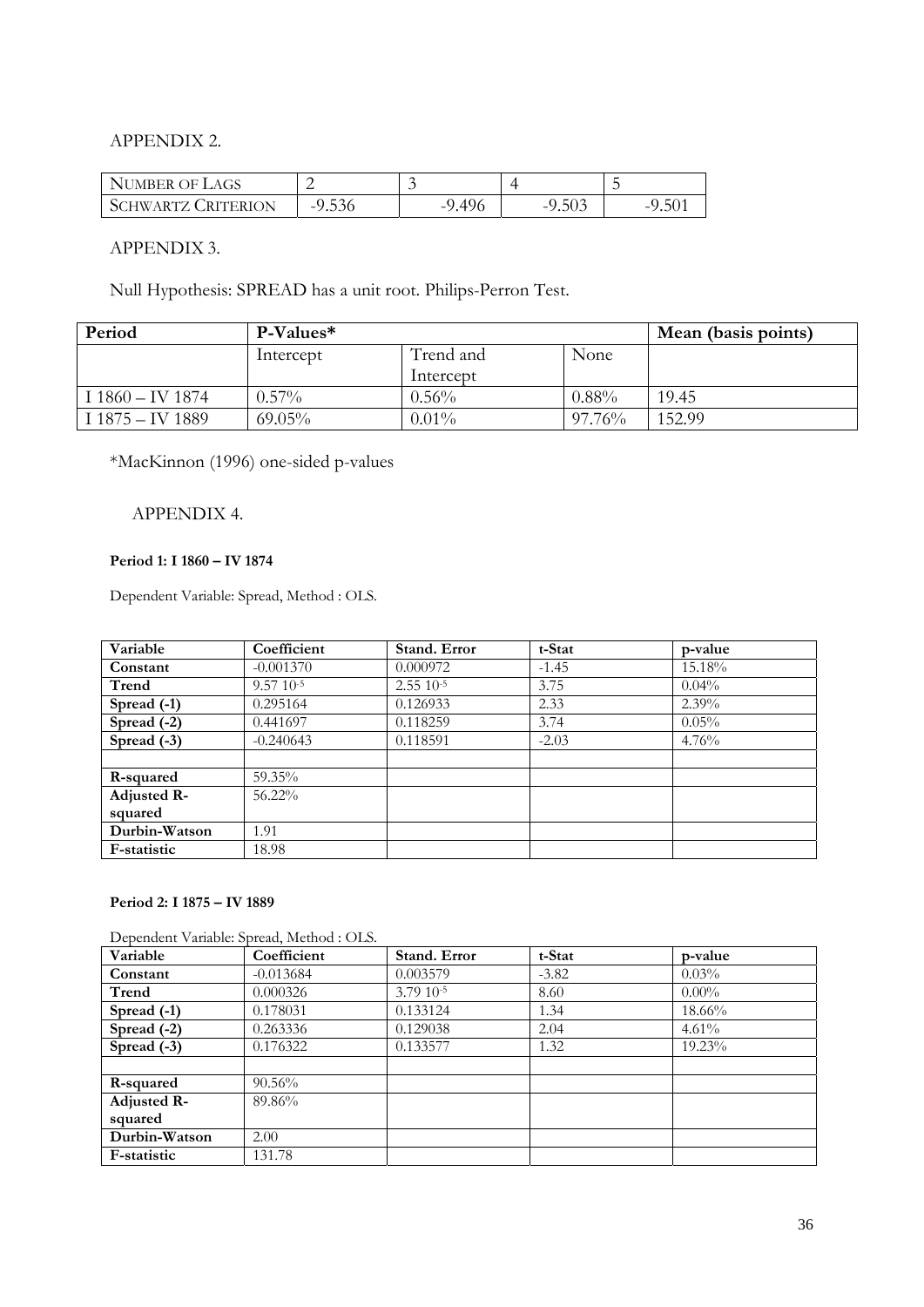APPENDIX 2.

| NUMBER OF LAGS | 2 | 3 | 4 | 5 |
|---|---|---|---|---|
| SCHWARTZ CRITERION | -9.536 | -9.496 | -9.503 | -9.501 |

APPENDIX 3.

Null Hypothesis: SPREAD has a unit root. Philips-Perron Test.

| Period | P-Values* | | | Mean (basis points) |
|---|---|---|---|---|
| | Intercept | Trend and Intercept | None | |
| I 1860 – IV 1874 | 0.57% | 0.56% | 0.88% | 19.45 |
| I 1875 – IV 1889 | 69.05% | 0.01% | 97.76% | 152.99 |

*MacKinnon (1996) one-sided p-values

APPENDIX 4.

**Period 1: I 1860 – IV 1874**

Dependent Variable: Spread, Method : OLS.

| Variable | Coefficient | Stand. Error | t-Stat | p-value |
|---|---|---|---|---|
| **Constant** | -0.001370 | 0.000972 | -1.45 | 15.18% |
| **Trend** | $9.57\ 10^{-5}$ | $2.55\ 10^{-5}$ | 3.75 | 0.04% |
| **Spread (-1)** | 0.295164 | 0.126933 | 2.33 | 2.39% |
| **Spread (-2)** | 0.441697 | 0.118259 | 3.74 | 0.05% |
| **Spread (-3)** | -0.240643 | 0.118591 | -2.03 | 4.76% |
| | | | | |
| **R-squared** | 59.35% | | | |
| **Adjusted R-squared** | 56.22% | | | |
| **Durbin-Watson** | 1.91 | | | |
| **F-statistic** | 18.98 | | | |

**Period 2: I 1875 – IV 1889**

Dependent Variable: Spread, Method : OLS.

| Variable | Coefficient | Stand. Error | t-Stat | p-value |
|---|---|---|---|---|
| **Constant** | -0.013684 | 0.003579 | -3.82 | 0.03% |
| **Trend** | 0.000326 | $3.79\ 10^{-5}$ | 8.60 | 0.00% |
| **Spread (-1)** | 0.178031 | 0.133124 | 1.34 | 18.66% |
| **Spread (-2)** | 0.263336 | 0.129038 | 2.04 | 4.61% |
| **Spread (-3)** | 0.176322 | 0.133577 | 1.32 | 19.23% |
| | | | | |
| **R-squared** | 90.56% | | | |
| **Adjusted R-squared** | 89.86% | | | |
| **Durbin-Watson** | 2.00 | | | |
| **F-statistic** | 131.78 | | | |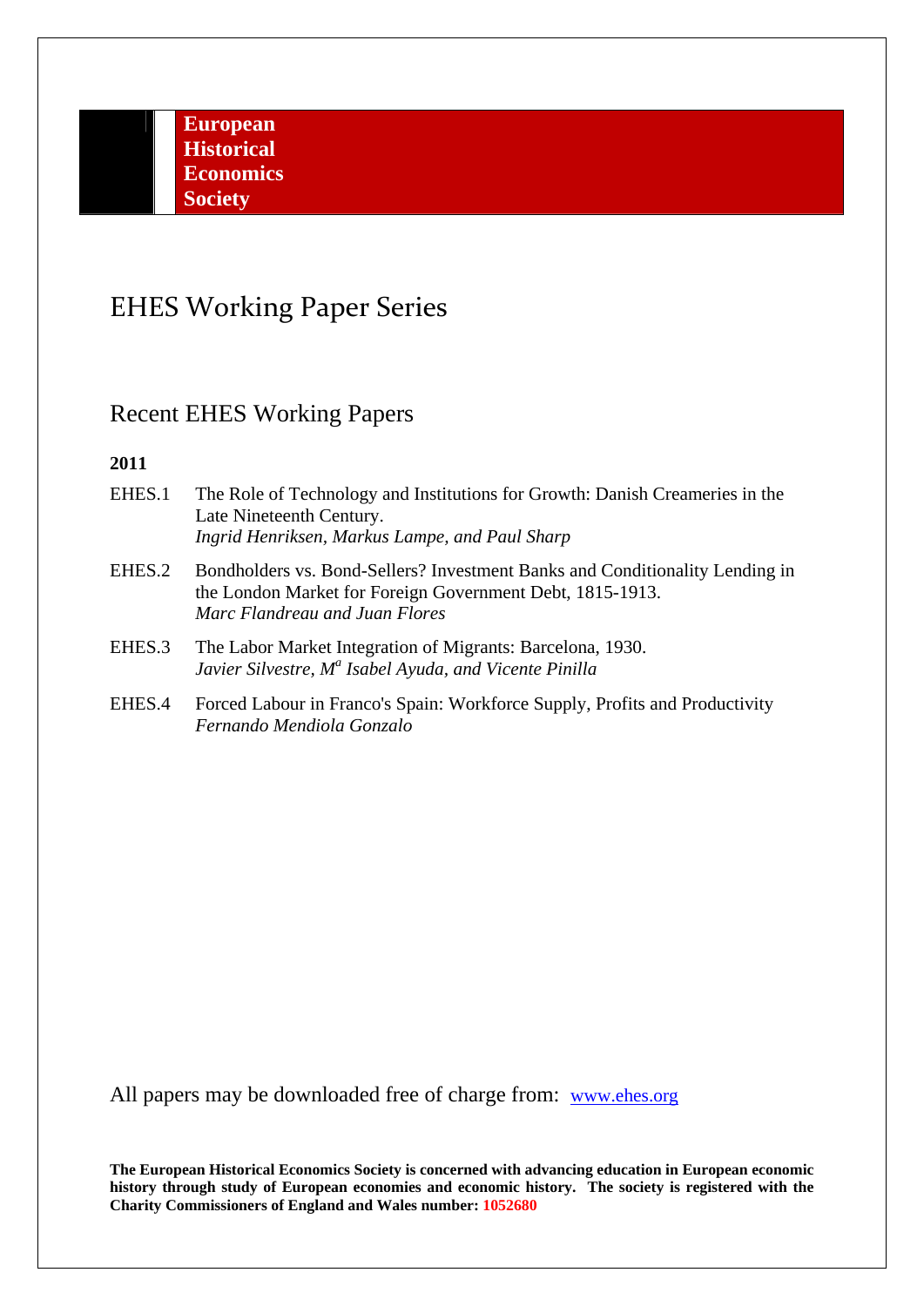**European**
**Historical**
**Economics**
**Society**

# EHES Working Paper Series

## Recent EHES Working Papers

**2011**

EHES.1 The Role of Technology and Institutions for Growth: Danish Creameries in the Late Nineteenth Century.
*Ingrid Henriksen, Markus Lampe, and Paul Sharp*

EHES.2 Bondholders vs. Bond-Sellers? Investment Banks and Conditionality Lending in the London Market for Foreign Government Debt, 1815-1913.
*Marc Flandreau and Juan Flores*

EHES.3 The Labor Market Integration of Migrants: Barcelona, 1930.
*Javier Silvestre, Mª Isabel Ayuda, and Vicente Pinilla*

EHES.4 Forced Labour in Franco's Spain: Workforce Supply, Profits and Productivity
*Fernando Mendiola Gonzalo*

All papers may be downloaded free of charge from: www.ehes.org

**The European Historical Economics Society is concerned with advancing education in European economic history through study of European economies and economic history. The society is registered with the Charity Commissioners of England and Wales number: 1052680**